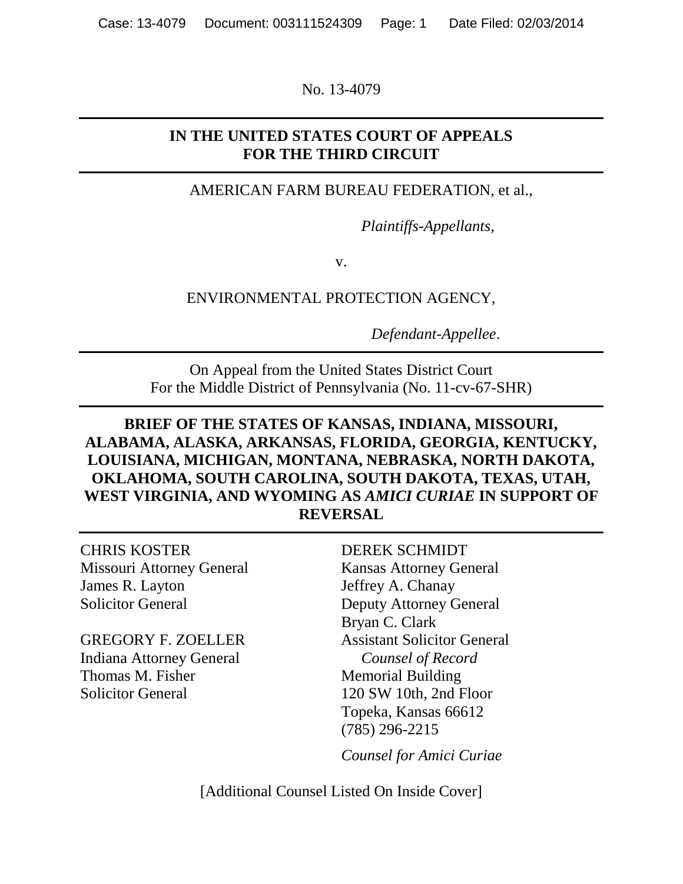No. 13-4079

**IN THE UNITED STATES COURT OF APPEALS**
**FOR THE THIRD CIRCUIT**

AMERICAN FARM BUREAU FEDERATION, et al.,

*Plaintiffs-Appellants,*

v.

ENVIRONMENTAL PROTECTION AGENCY,

*Defendant-Appellee.*

On Appeal from the United States District Court
For the Middle District of Pennsylvania (No. 11-cv-67-SHR)

**BRIEF OF THE STATES OF KANSAS, INDIANA, MISSOURI, ALABAMA, ALASKA, ARKANSAS, FLORIDA, GEORGIA, KENTUCKY, LOUISIANA, MICHIGAN, MONTANA, NEBRASKA, NORTH DAKOTA, OKLAHOMA, SOUTH CAROLINA, SOUTH DAKOTA, TEXAS, UTAH, WEST VIRGINIA, AND WYOMING AS *AMICI CURIAE* IN SUPPORT OF REVERSAL**

CHRIS KOSTER
Missouri Attorney General
James R. Layton
Solicitor General

GREGORY F. ZOELLER
Indiana Attorney General
Thomas M. Fisher
Solicitor General

DEREK SCHMIDT
Kansas Attorney General
Jeffrey A. Chanay
Deputy Attorney General
Bryan C. Clark
Assistant Solicitor General
*Counsel of Record*
Memorial Building
120 SW 10th, 2nd Floor
Topeka, Kansas 66612
(785) 296-2215

*Counsel for Amici Curiae*

[Additional Counsel Listed On Inside Cover]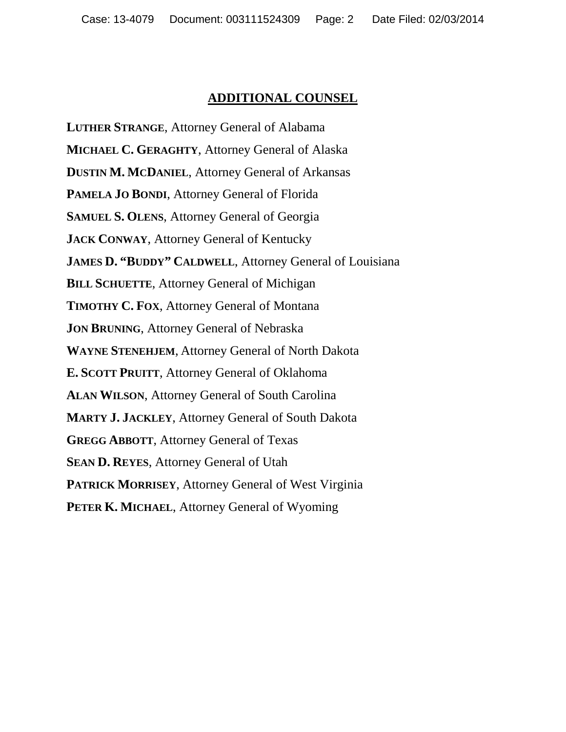## ADDITIONAL COUNSEL

**LUTHER STRANGE**, Attorney General of Alabama

**MICHAEL C. GERAGHTY**, Attorney General of Alaska

**DUSTIN M. MCDANIEL**, Attorney General of Arkansas

**PAMELA JO BONDI**, Attorney General of Florida

**SAMUEL S. OLENS**, Attorney General of Georgia

**JACK CONWAY**, Attorney General of Kentucky

**JAMES D. "BUDDY" CALDWELL**, Attorney General of Louisiana

**BILL SCHUETTE**, Attorney General of Michigan

**TIMOTHY C. FOX**, Attorney General of Montana

**JON BRUNING**, Attorney General of Nebraska

**WAYNE STENEHJEM**, Attorney General of North Dakota

**E. SCOTT PRUITT**, Attorney General of Oklahoma

**ALAN WILSON**, Attorney General of South Carolina

**MARTY J. JACKLEY**, Attorney General of South Dakota

**GREGG ABBOTT**, Attorney General of Texas

**SEAN D. REYES**, Attorney General of Utah

**PATRICK MORRISEY**, Attorney General of West Virginia

**PETER K. MICHAEL**, Attorney General of Wyoming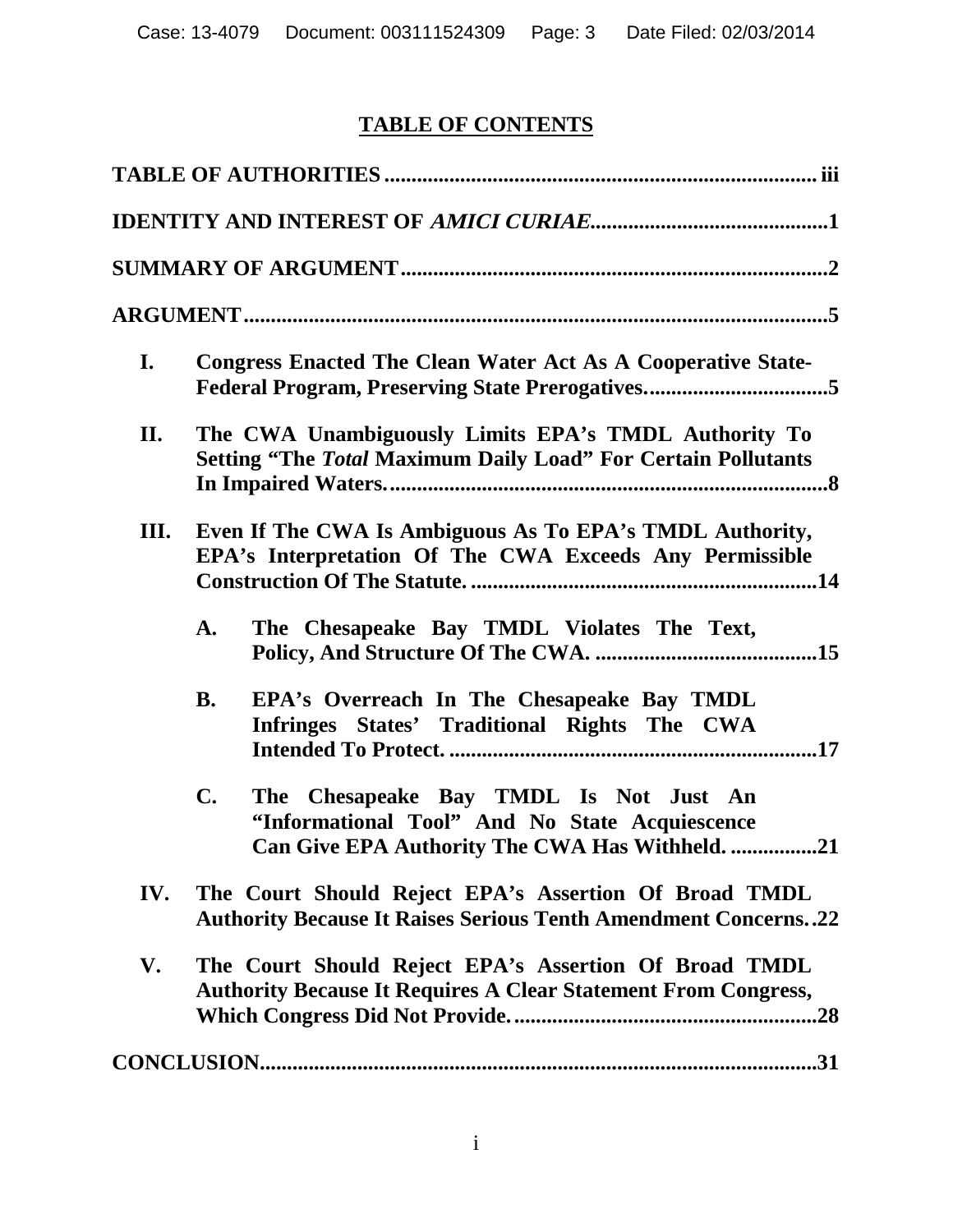# TABLE OF CONTENTS

**TABLE OF AUTHORITIES** ..... iii

**IDENTITY AND INTEREST OF *AMICI CURIAE*** ..... 1

**SUMMARY OF ARGUMENT** ..... 2

**ARGUMENT** ..... 5

- **I. Congress Enacted The Clean Water Act As A Cooperative State-Federal Program, Preserving State Prerogatives.** ..... 5

- **II. The CWA Unambiguously Limits EPA's TMDL Authority To Setting "The *Total* Maximum Daily Load" For Certain Pollutants In Impaired Waters.** ..... 8

- **III. Even If The CWA Is Ambiguous As To EPA's TMDL Authority, EPA's Interpretation Of The CWA Exceeds Any Permissible Construction Of The Statute.** ..... 14

  - **A. The Chesapeake Bay TMDL Violates The Text, Policy, And Structure Of The CWA.** ..... 15

  - **B. EPA's Overreach In The Chesapeake Bay TMDL Infringes States' Traditional Rights The CWA Intended To Protect.** ..... 17

  - **C. The Chesapeake Bay TMDL Is Not Just An "Informational Tool" And No State Acquiescence Can Give EPA Authority The CWA Has Withheld.** ..... 21

- **IV. The Court Should Reject EPA's Assertion Of Broad TMDL Authority Because It Raises Serious Tenth Amendment Concerns.** ..... 22

- **V. The Court Should Reject EPA's Assertion Of Broad TMDL Authority Because It Requires A Clear Statement From Congress, Which Congress Did Not Provide.** ..... 28

**CONCLUSION** ..... 31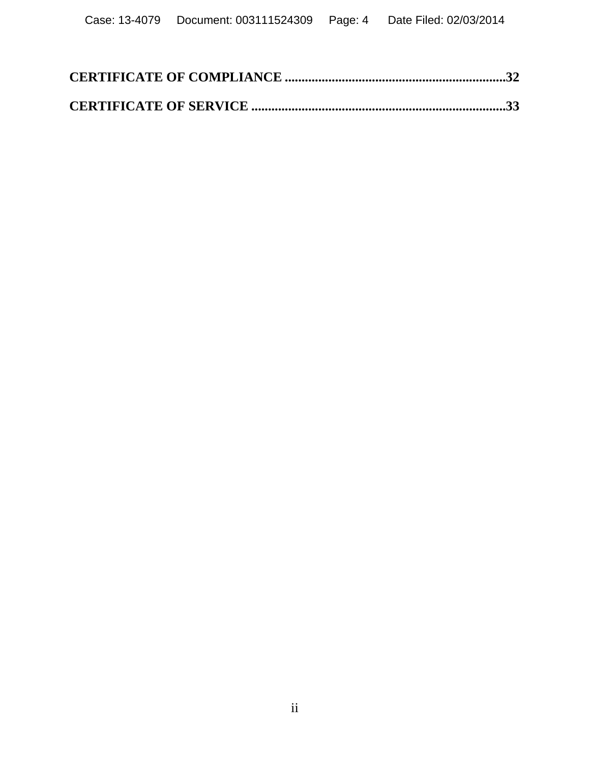**CERTIFICATE OF COMPLIANCE** .................................................................**32**

**CERTIFICATE OF SERVICE** ...........................................................................**33**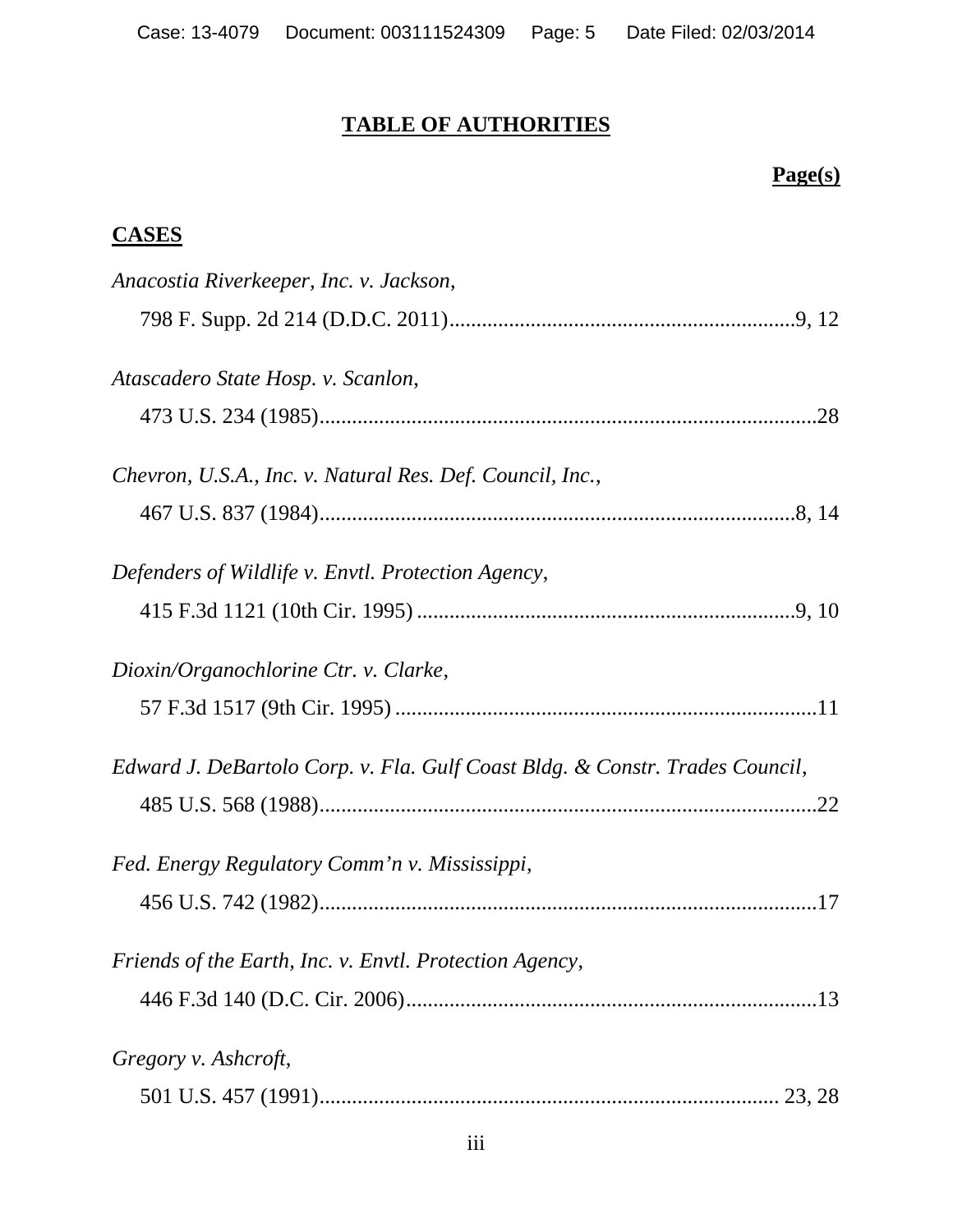# TABLE OF AUTHORITIES

**Page(s)**

## CASES

*Anacostia Riverkeeper, Inc. v. Jackson*,
798 F. Supp. 2d 214 (D.D.C. 2011)................................................................9, 12

*Atascadero State Hosp. v. Scanlon*,
473 U.S. 234 (1985)...........................................................................................28

*Chevron, U.S.A., Inc. v. Natural Res. Def. Council, Inc.*,
467 U.S. 837 (1984).........................................................................................8, 14

*Defenders of Wildlife v. Envtl. Protection Agency*,
415 F.3d 1121 (10th Cir. 1995) ......................................................................9, 10

*Dioxin/Organochlorine Ctr. v. Clarke*,
57 F.3d 1517 (9th Cir. 1995) ..............................................................................11

*Edward J. DeBartolo Corp. v. Fla. Gulf Coast Bldg. & Constr. Trades Council*,
485 U.S. 568 (1988)...........................................................................................22

*Fed. Energy Regulatory Comm'n v. Mississippi*,
456 U.S. 742 (1982)...........................................................................................17

*Friends of the Earth, Inc. v. Envtl. Protection Agency*,
446 F.3d 140 (D.C. Cir. 2006)...........................................................................13

*Gregory v. Ashcroft*,
501 U.S. 457 (1991)..................................................................................... 23, 28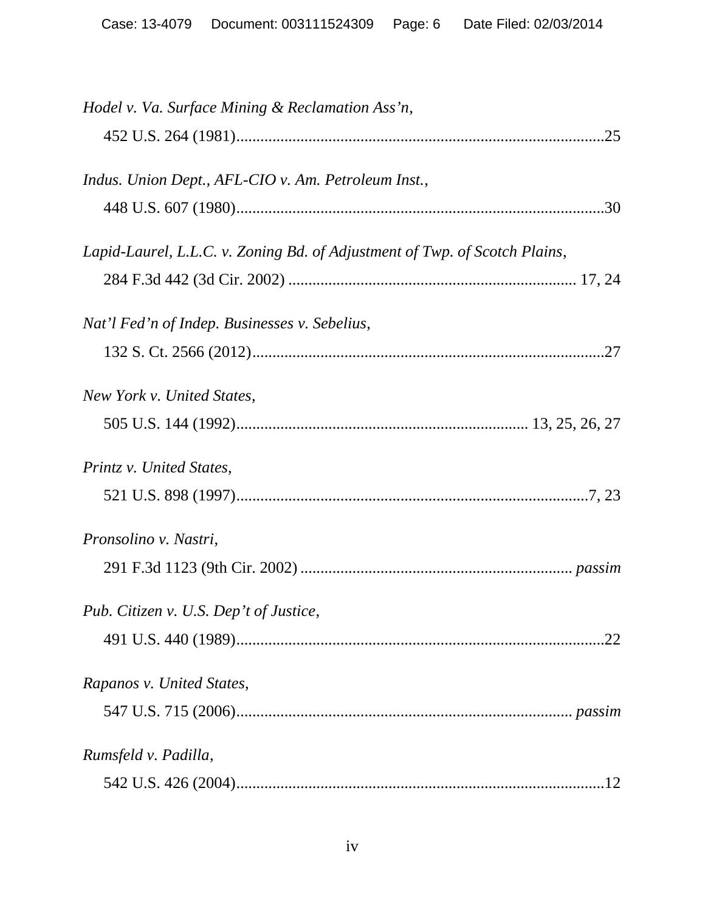*Hodel v. Va. Surface Mining & Reclamation Ass'n*,
452 U.S. 264 (1981)..........................................................................................25

*Indus. Union Dept., AFL-CIO v. Am. Petroleum Inst.*,
448 U.S. 607 (1980)..........................................................................................30

*Lapid-Laurel, L.L.C. v. Zoning Bd. of Adjustment of Twp. of Scotch Plains*,
284 F.3d 442 (3d Cir. 2002) ....................................................................... 17, 24

*Nat'l Fed'n of Indep. Businesses v. Sebelius*,
132 S. Ct. 2566 (2012).......................................................................................27

*New York v. United States*,
505 U.S. 144 (1992)....................................................................... 13, 25, 26, 27

*Printz v. United States*,
521 U.S. 898 (1997).......................................................................................7, 23

*Pronsolino v. Nastri*,
291 F.3d 1123 (9th Cir. 2002) .................................................................. *passim*

*Pub. Citizen v. U.S. Dep't of Justice*,
491 U.S. 440 (1989)..........................................................................................22

*Rapanos v. United States*,
547 U.S. 715 (2006)................................................................................. *passim*

*Rumsfeld v. Padilla*,
542 U.S. 426 (2004)..........................................................................................12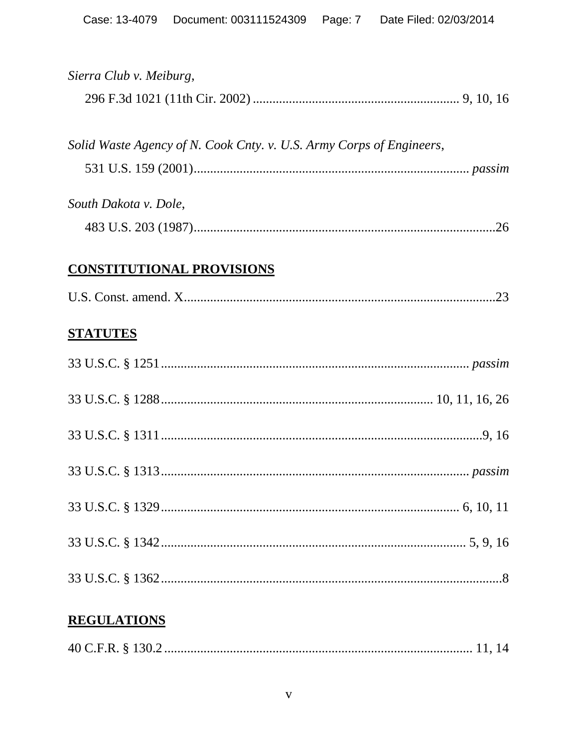*Sierra Club v. Meiburg*,
296 F.3d 1021 (11th Cir. 2002) .............................................................. 9, 10, 16

*Solid Waste Agency of N. Cook Cnty. v. U.S. Army Corps of Engineers*,
531 U.S. 159 (2001)................................................................................... *passim*

*South Dakota v. Dole*,
483 U.S. 203 (1987)............................................................................................26

## **CONSTITUTIONAL PROVISIONS**

U.S. Const. amend. X...............................................................................................23

## **STATUTES**

33 U.S.C. § 1251.............................................................................................. *passim*

33 U.S.C. § 1288.................................................................................. 10, 11, 16, 26

33 U.S.C. § 1311..................................................................................................9, 16

33 U.S.C. § 1313.............................................................................................. *passim*

33 U.S.C. § 1329........................................................................................... 6, 10, 11

33 U.S.C. § 1342............................................................................................ 5, 9, 16

33 U.S.C. § 1362.........................................................................................................8

## **REGULATIONS**

40 C.F.R. § 130.2 ................................................................................................ 11, 14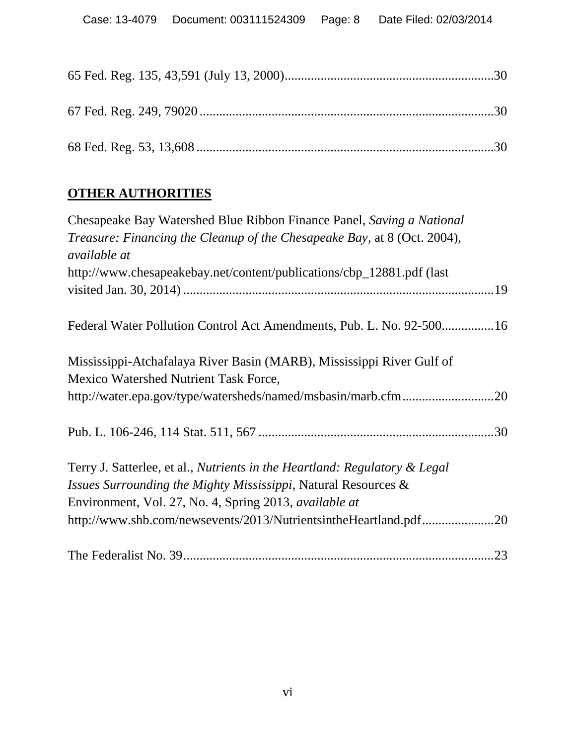65 Fed. Reg. 135, 43,591 (July 13, 2000)...............................................................30

67 Fed. Reg. 249, 79020 .........................................................................................30

68 Fed. Reg. 53, 13,608 .........................................................................................30

**OTHER AUTHORITIES**

Chesapeake Bay Watershed Blue Ribbon Finance Panel, *Saving a National Treasure: Financing the Cleanup of the Chesapeake Bay*, at 8 (Oct. 2004), *available at* http://www.chesapeakebay.net/content/publications/cbp_12881.pdf (last visited Jan. 30, 2014) ..............................................................................................19

Federal Water Pollution Control Act Amendments, Pub. L. No. 92-500................16

Mississippi-Atchafalaya River Basin (MARB), Mississippi River Gulf of Mexico Watershed Nutrient Task Force, http://water.epa.gov/type/watersheds/named/msbasin/marb.cfm............................20

Pub. L. 106-246, 114 Stat. 511, 567 .......................................................................30

Terry J. Satterlee, et al., *Nutrients in the Heartland: Regulatory & Legal Issues Surrounding the Mighty Mississippi*, Natural Resources & Environment, Vol. 27, No. 4, Spring 2013, *available at* http://www.shb.com/newsevents/2013/NutrientsintheHeartland.pdf......................20

The Federalist No. 39..............................................................................................23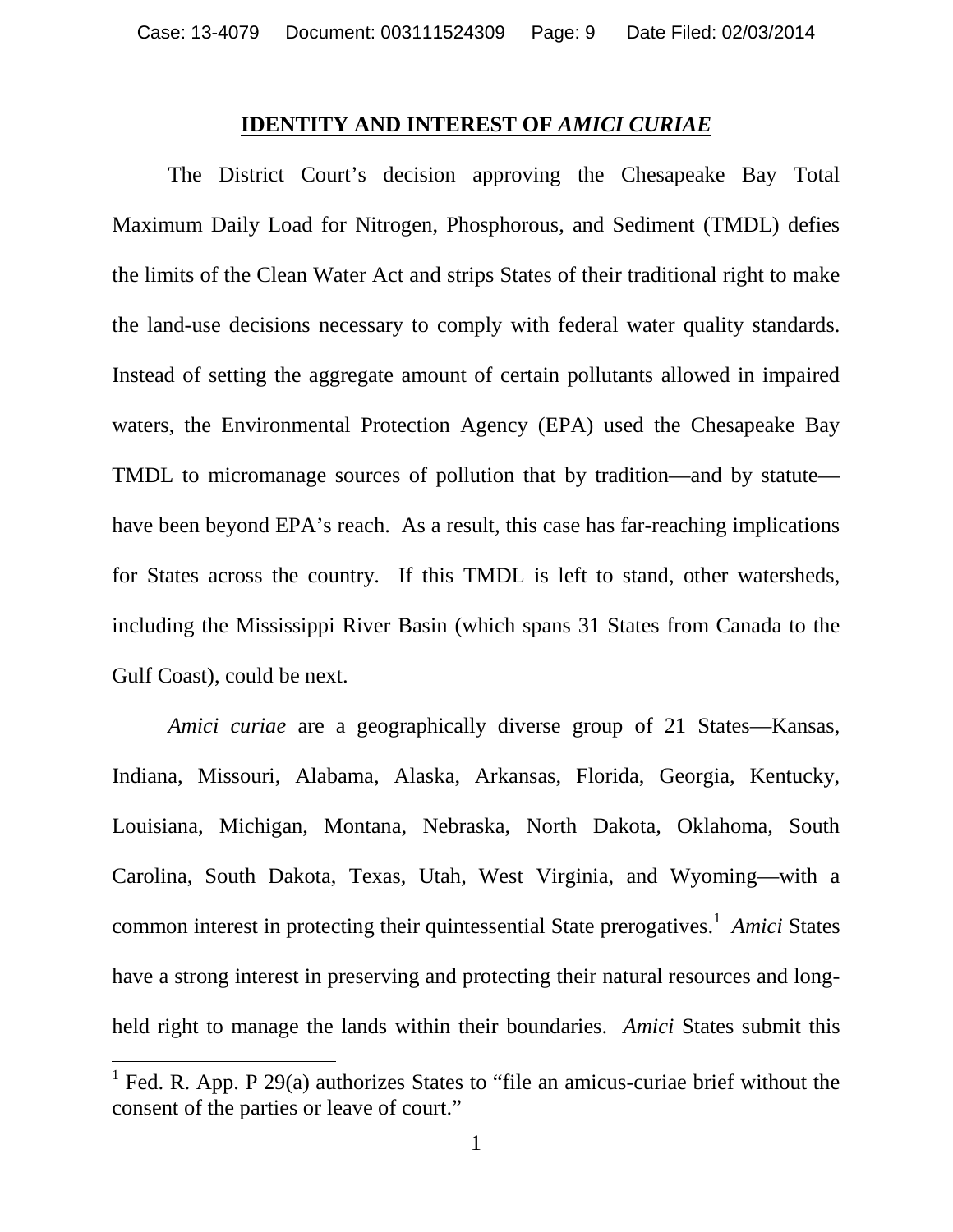## IDENTITY AND INTEREST OF *AMICI CURIAE*

The District Court's decision approving the Chesapeake Bay Total Maximum Daily Load for Nitrogen, Phosphorous, and Sediment (TMDL) defies the limits of the Clean Water Act and strips States of their traditional right to make the land-use decisions necessary to comply with federal water quality standards. Instead of setting the aggregate amount of certain pollutants allowed in impaired waters, the Environmental Protection Agency (EPA) used the Chesapeake Bay TMDL to micromanage sources of pollution that by tradition—and by statute—have been beyond EPA's reach. As a result, this case has far-reaching implications for States across the country. If this TMDL is left to stand, other watersheds, including the Mississippi River Basin (which spans 31 States from Canada to the Gulf Coast), could be next.

*Amici curiae* are a geographically diverse group of 21 States—Kansas, Indiana, Missouri, Alabama, Alaska, Arkansas, Florida, Georgia, Kentucky, Louisiana, Michigan, Montana, Nebraska, North Dakota, Oklahoma, South Carolina, South Dakota, Texas, Utah, West Virginia, and Wyoming—with a common interest in protecting their quintessential State prerogatives.[1] *Amici* States have a strong interest in preserving and protecting their natural resources and long-held right to manage the lands within their boundaries. *Amici* States submit this

[1] Fed. R. App. P 29(a) authorizes States to "file an amicus-curiae brief without the consent of the parties or leave of court."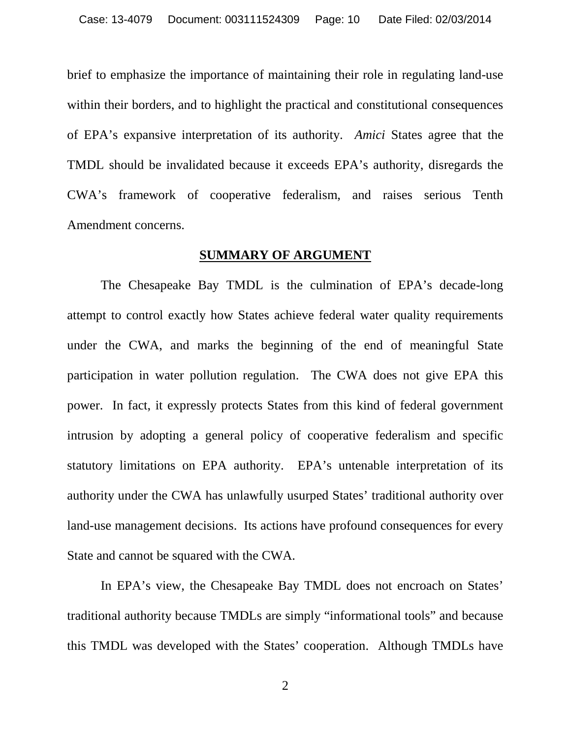brief to emphasize the importance of maintaining their role in regulating land-use within their borders, and to highlight the practical and constitutional consequences of EPA's expansive interpretation of its authority. *Amici* States agree that the TMDL should be invalidated because it exceeds EPA's authority, disregards the CWA's framework of cooperative federalism, and raises serious Tenth Amendment concerns.

## SUMMARY OF ARGUMENT

The Chesapeake Bay TMDL is the culmination of EPA's decade-long attempt to control exactly how States achieve federal water quality requirements under the CWA, and marks the beginning of the end of meaningful State participation in water pollution regulation. The CWA does not give EPA this power. In fact, it expressly protects States from this kind of federal government intrusion by adopting a general policy of cooperative federalism and specific statutory limitations on EPA authority. EPA's untenable interpretation of its authority under the CWA has unlawfully usurped States' traditional authority over land-use management decisions. Its actions have profound consequences for every State and cannot be squared with the CWA.

In EPA's view, the Chesapeake Bay TMDL does not encroach on States' traditional authority because TMDLs are simply "informational tools" and because this TMDL was developed with the States' cooperation. Although TMDLs have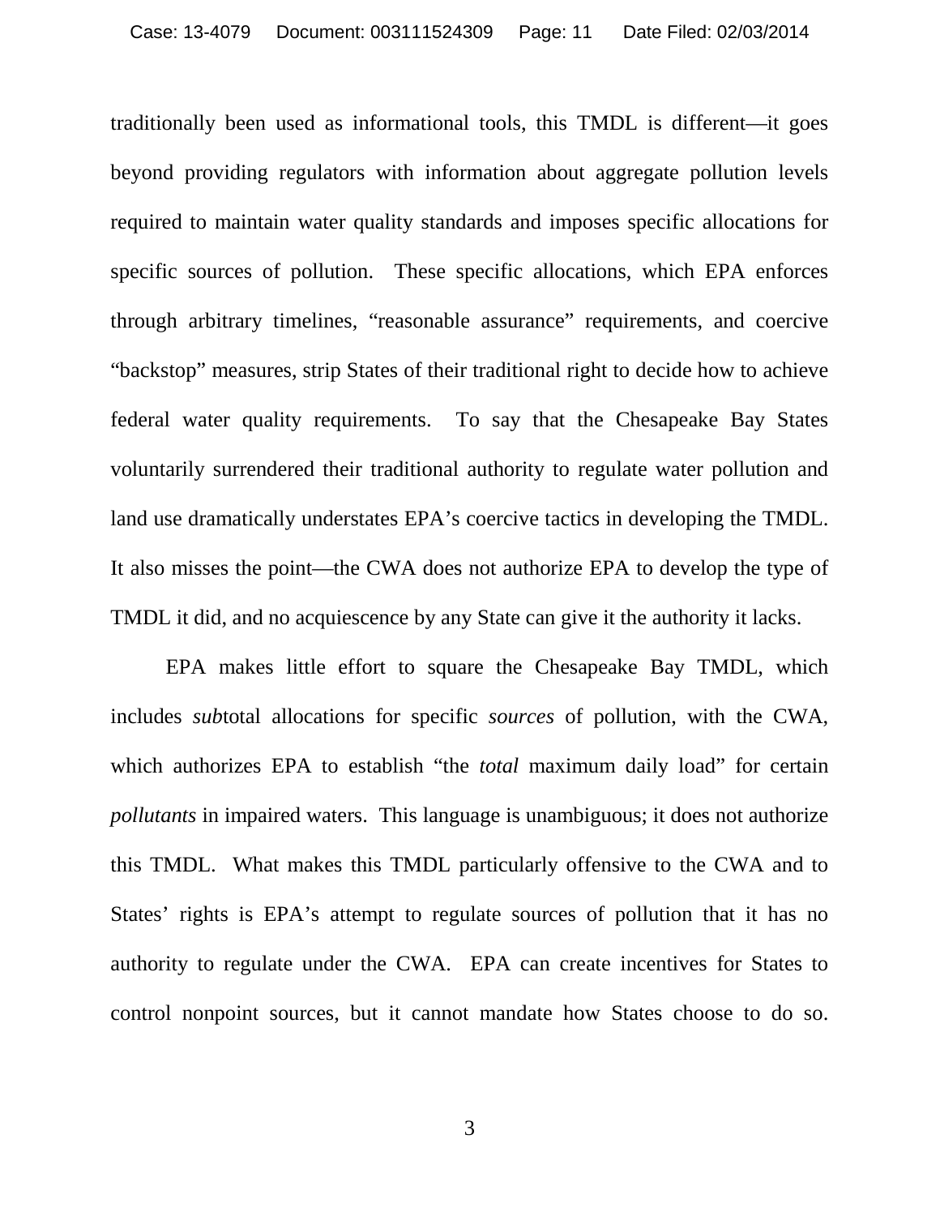traditionally been used as informational tools, this TMDL is different—it goes beyond providing regulators with information about aggregate pollution levels required to maintain water quality standards and imposes specific allocations for specific sources of pollution. These specific allocations, which EPA enforces through arbitrary timelines, "reasonable assurance" requirements, and coercive "backstop" measures, strip States of their traditional right to decide how to achieve federal water quality requirements. To say that the Chesapeake Bay States voluntarily surrendered their traditional authority to regulate water pollution and land use dramatically understates EPA's coercive tactics in developing the TMDL. It also misses the point—the CWA does not authorize EPA to develop the type of TMDL it did, and no acquiescence by any State can give it the authority it lacks.

EPA makes little effort to square the Chesapeake Bay TMDL, which includes *sub*total allocations for specific *sources* of pollution, with the CWA, which authorizes EPA to establish "the *total* maximum daily load" for certain *pollutants* in impaired waters. This language is unambiguous; it does not authorize this TMDL. What makes this TMDL particularly offensive to the CWA and to States' rights is EPA's attempt to regulate sources of pollution that it has no authority to regulate under the CWA. EPA can create incentives for States to control nonpoint sources, but it cannot mandate how States choose to do so.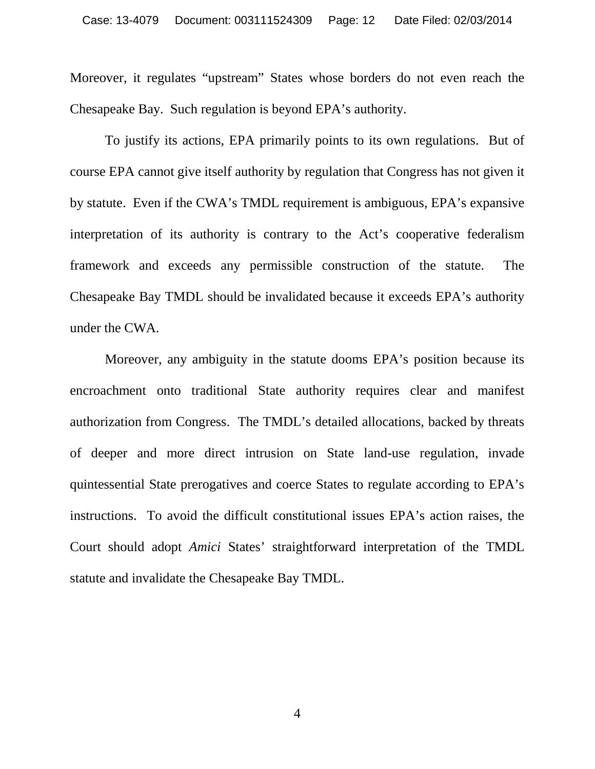Moreover, it regulates "upstream" States whose borders do not even reach the Chesapeake Bay. Such regulation is beyond EPA's authority.

To justify its actions, EPA primarily points to its own regulations. But of course EPA cannot give itself authority by regulation that Congress has not given it by statute. Even if the CWA's TMDL requirement is ambiguous, EPA's expansive interpretation of its authority is contrary to the Act's cooperative federalism framework and exceeds any permissible construction of the statute. The Chesapeake Bay TMDL should be invalidated because it exceeds EPA's authority under the CWA.

Moreover, any ambiguity in the statute dooms EPA's position because its encroachment onto traditional State authority requires clear and manifest authorization from Congress. The TMDL's detailed allocations, backed by threats of deeper and more direct intrusion on State land-use regulation, invade quintessential State prerogatives and coerce States to regulate according to EPA's instructions. To avoid the difficult constitutional issues EPA's action raises, the Court should adopt *Amici* States' straightforward interpretation of the TMDL statute and invalidate the Chesapeake Bay TMDL.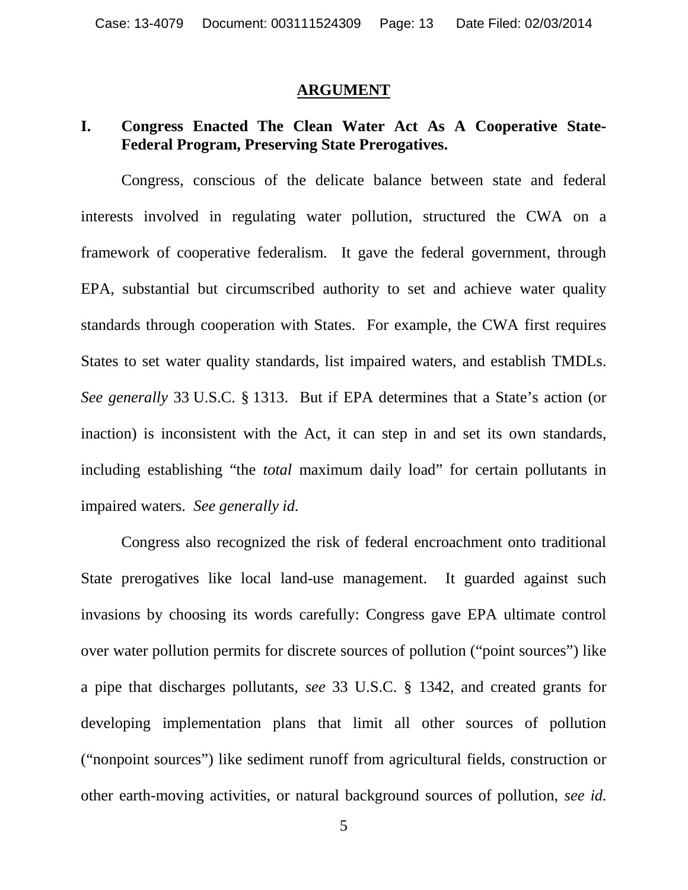## ARGUMENT

### I. Congress Enacted The Clean Water Act As A Cooperative State-Federal Program, Preserving State Prerogatives.

Congress, conscious of the delicate balance between state and federal interests involved in regulating water pollution, structured the CWA on a framework of cooperative federalism. It gave the federal government, through EPA, substantial but circumscribed authority to set and achieve water quality standards through cooperation with States. For example, the CWA first requires States to set water quality standards, list impaired waters, and establish TMDLs. *See generally* 33 U.S.C. § 1313. But if EPA determines that a State's action (or inaction) is inconsistent with the Act, it can step in and set its own standards, including establishing "the *total* maximum daily load" for certain pollutants in impaired waters. *See generally id.*

Congress also recognized the risk of federal encroachment onto traditional State prerogatives like local land-use management. It guarded against such invasions by choosing its words carefully: Congress gave EPA ultimate control over water pollution permits for discrete sources of pollution ("point sources") like a pipe that discharges pollutants, *see* 33 U.S.C. § 1342, and created grants for developing implementation plans that limit all other sources of pollution ("nonpoint sources") like sediment runoff from agricultural fields, construction or other earth-moving activities, or natural background sources of pollution, *see id.*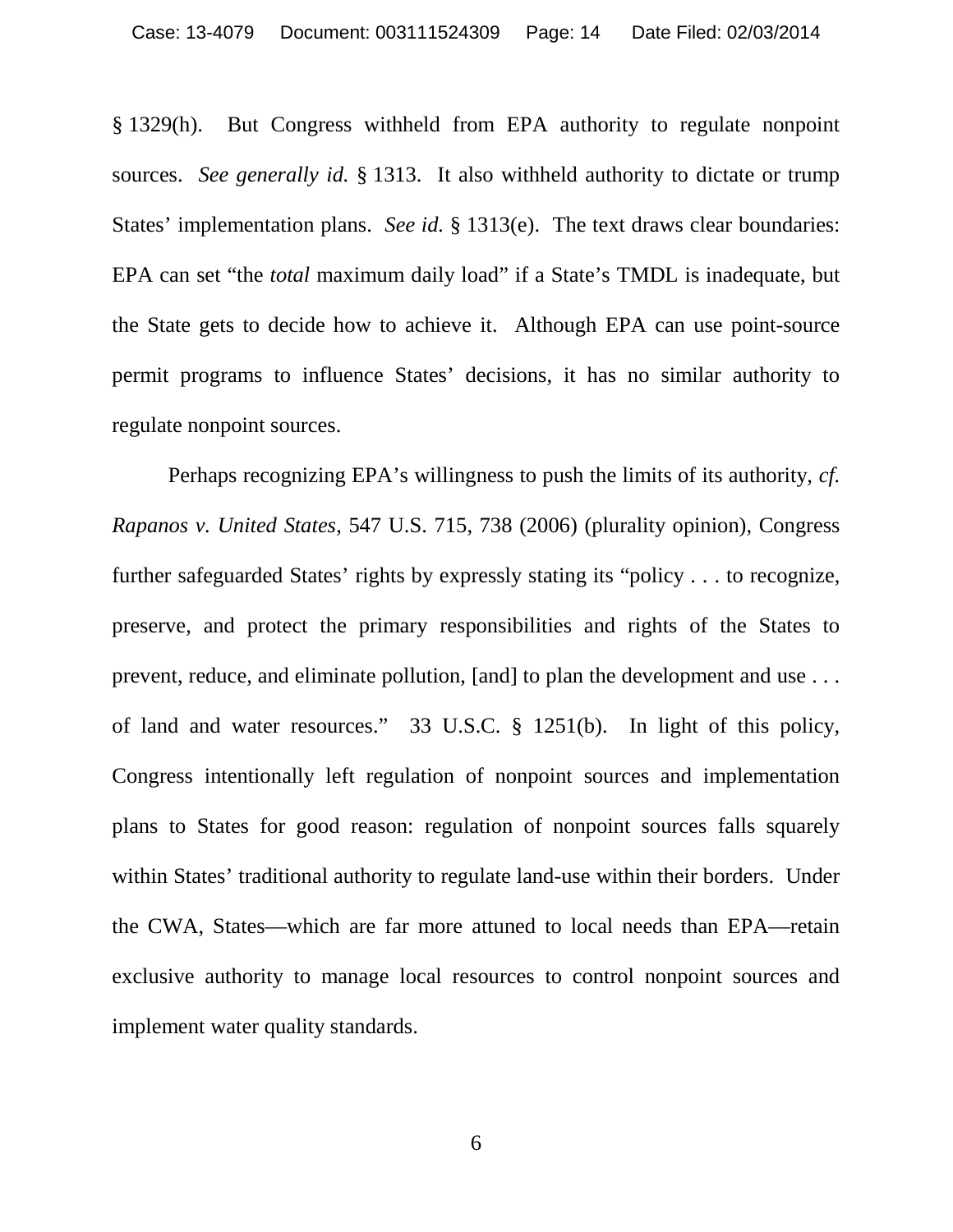§ 1329(h). But Congress withheld from EPA authority to regulate nonpoint sources. *See generally id.* § 1313. It also withheld authority to dictate or trump States' implementation plans. *See id.* § 1313(e). The text draws clear boundaries: EPA can set "the *total* maximum daily load" if a State's TMDL is inadequate, but the State gets to decide how to achieve it. Although EPA can use point-source permit programs to influence States' decisions, it has no similar authority to regulate nonpoint sources.

Perhaps recognizing EPA's willingness to push the limits of its authority, *cf. Rapanos v. United States*, 547 U.S. 715, 738 (2006) (plurality opinion), Congress further safeguarded States' rights by expressly stating its "policy . . . to recognize, preserve, and protect the primary responsibilities and rights of the States to prevent, reduce, and eliminate pollution, [and] to plan the development and use . . . of land and water resources." 33 U.S.C. § 1251(b). In light of this policy, Congress intentionally left regulation of nonpoint sources and implementation plans to States for good reason: regulation of nonpoint sources falls squarely within States' traditional authority to regulate land-use within their borders. Under the CWA, States—which are far more attuned to local needs than EPA—retain exclusive authority to manage local resources to control nonpoint sources and implement water quality standards.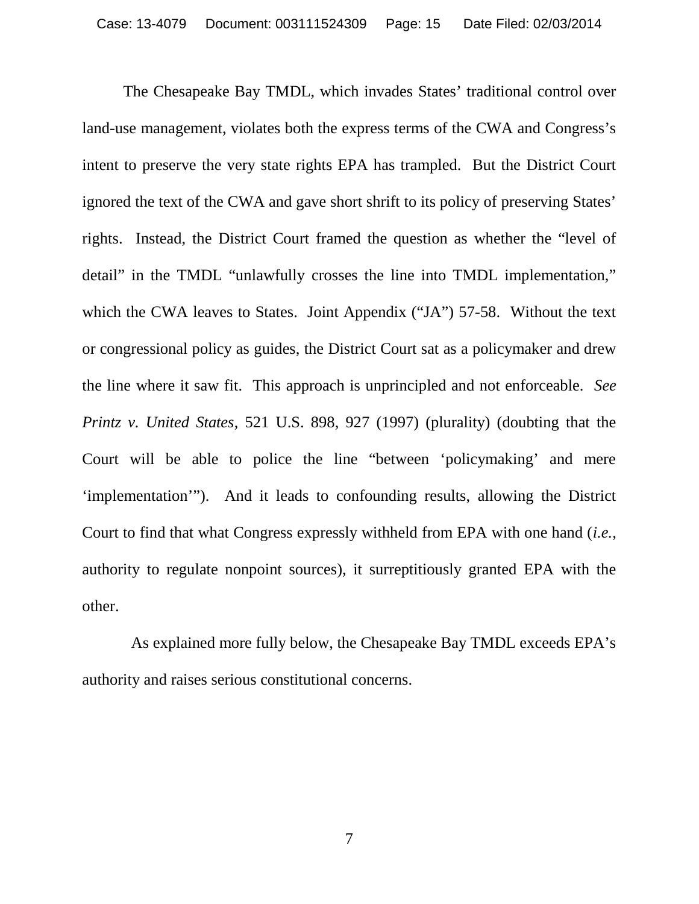The Chesapeake Bay TMDL, which invades States' traditional control over land-use management, violates both the express terms of the CWA and Congress's intent to preserve the very state rights EPA has trampled. But the District Court ignored the text of the CWA and gave short shrift to its policy of preserving States' rights. Instead, the District Court framed the question as whether the "level of detail" in the TMDL "unlawfully crosses the line into TMDL implementation," which the CWA leaves to States. Joint Appendix ("JA") 57-58. Without the text or congressional policy as guides, the District Court sat as a policymaker and drew the line where it saw fit. This approach is unprincipled and not enforceable. *See Printz v. United States*, 521 U.S. 898, 927 (1997) (plurality) (doubting that the Court will be able to police the line "between 'policymaking' and mere 'implementation'"). And it leads to confounding results, allowing the District Court to find that what Congress expressly withheld from EPA with one hand (*i.e.*, authority to regulate nonpoint sources), it surreptitiously granted EPA with the other.

As explained more fully below, the Chesapeake Bay TMDL exceeds EPA's authority and raises serious constitutional concerns.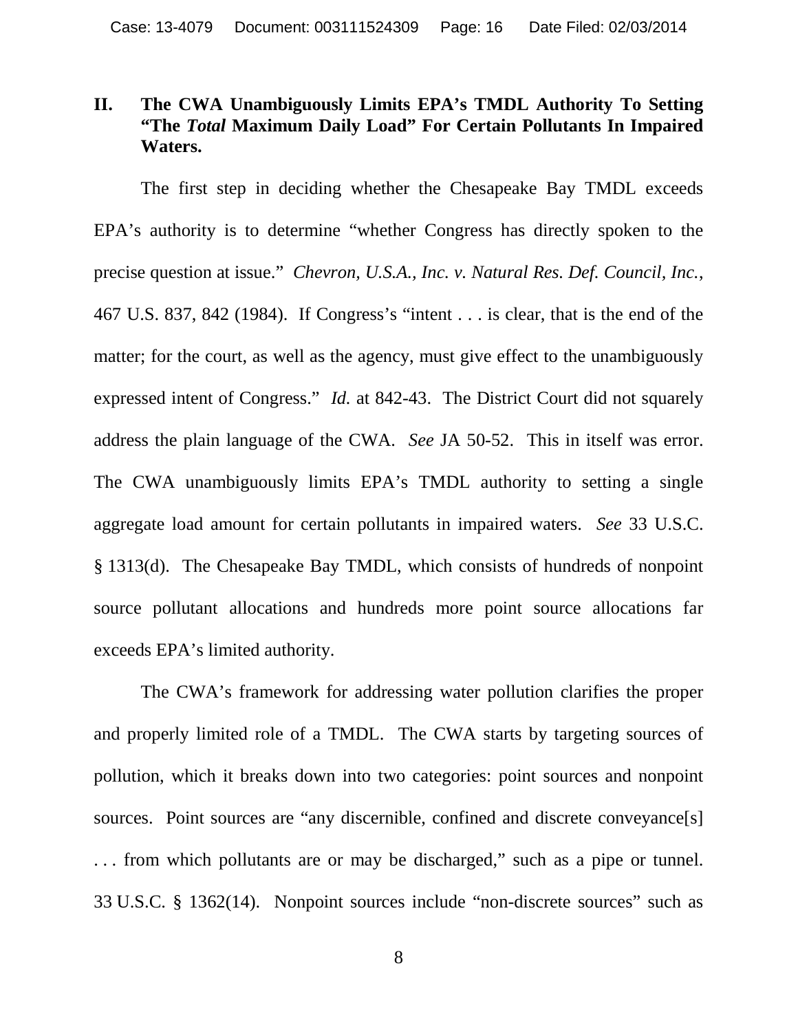## II. The CWA Unambiguously Limits EPA's TMDL Authority To Setting "The *Total* Maximum Daily Load" For Certain Pollutants In Impaired Waters.

The first step in deciding whether the Chesapeake Bay TMDL exceeds EPA's authority is to determine "whether Congress has directly spoken to the precise question at issue." *Chevron, U.S.A., Inc. v. Natural Res. Def. Council, Inc.*, 467 U.S. 837, 842 (1984). If Congress's "intent . . . is clear, that is the end of the matter; for the court, as well as the agency, must give effect to the unambiguously expressed intent of Congress." *Id.* at 842-43. The District Court did not squarely address the plain language of the CWA. *See* JA 50-52. This in itself was error. The CWA unambiguously limits EPA's TMDL authority to setting a single aggregate load amount for certain pollutants in impaired waters. *See* 33 U.S.C. § 1313(d). The Chesapeake Bay TMDL, which consists of hundreds of nonpoint source pollutant allocations and hundreds more point source allocations far exceeds EPA's limited authority.

The CWA's framework for addressing water pollution clarifies the proper and properly limited role of a TMDL. The CWA starts by targeting sources of pollution, which it breaks down into two categories: point sources and nonpoint sources. Point sources are "any discernible, confined and discrete conveyance[s] . . . from which pollutants are or may be discharged," such as a pipe or tunnel. 33 U.S.C. § 1362(14). Nonpoint sources include "non-discrete sources" such as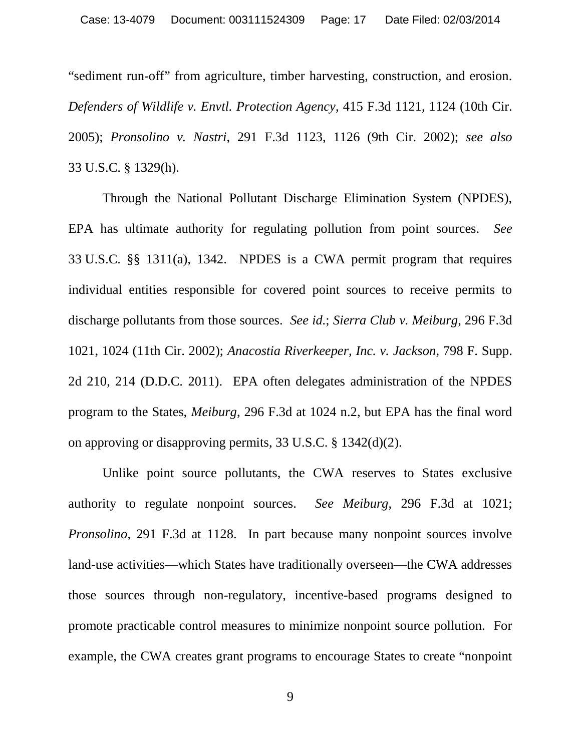"sediment run-off" from agriculture, timber harvesting, construction, and erosion. *Defenders of Wildlife v. Envtl. Protection Agency*, 415 F.3d 1121, 1124 (10th Cir. 2005); *Pronsolino v. Nastri*, 291 F.3d 1123, 1126 (9th Cir. 2002); *see also* 33 U.S.C. § 1329(h).

Through the National Pollutant Discharge Elimination System (NPDES), EPA has ultimate authority for regulating pollution from point sources. *See* 33 U.S.C. §§ 1311(a), 1342. NPDES is a CWA permit program that requires individual entities responsible for covered point sources to receive permits to discharge pollutants from those sources. *See id.*; *Sierra Club v. Meiburg*, 296 F.3d 1021, 1024 (11th Cir. 2002); *Anacostia Riverkeeper, Inc. v. Jackson*, 798 F. Supp. 2d 210, 214 (D.D.C. 2011). EPA often delegates administration of the NPDES program to the States, *Meiburg*, 296 F.3d at 1024 n.2, but EPA has the final word on approving or disapproving permits, 33 U.S.C. § 1342(d)(2).

Unlike point source pollutants, the CWA reserves to States exclusive authority to regulate nonpoint sources. *See Meiburg*, 296 F.3d at 1021; *Pronsolino*, 291 F.3d at 1128. In part because many nonpoint sources involve land-use activities—which States have traditionally overseen—the CWA addresses those sources through non-regulatory, incentive-based programs designed to promote practicable control measures to minimize nonpoint source pollution. For example, the CWA creates grant programs to encourage States to create "nonpoint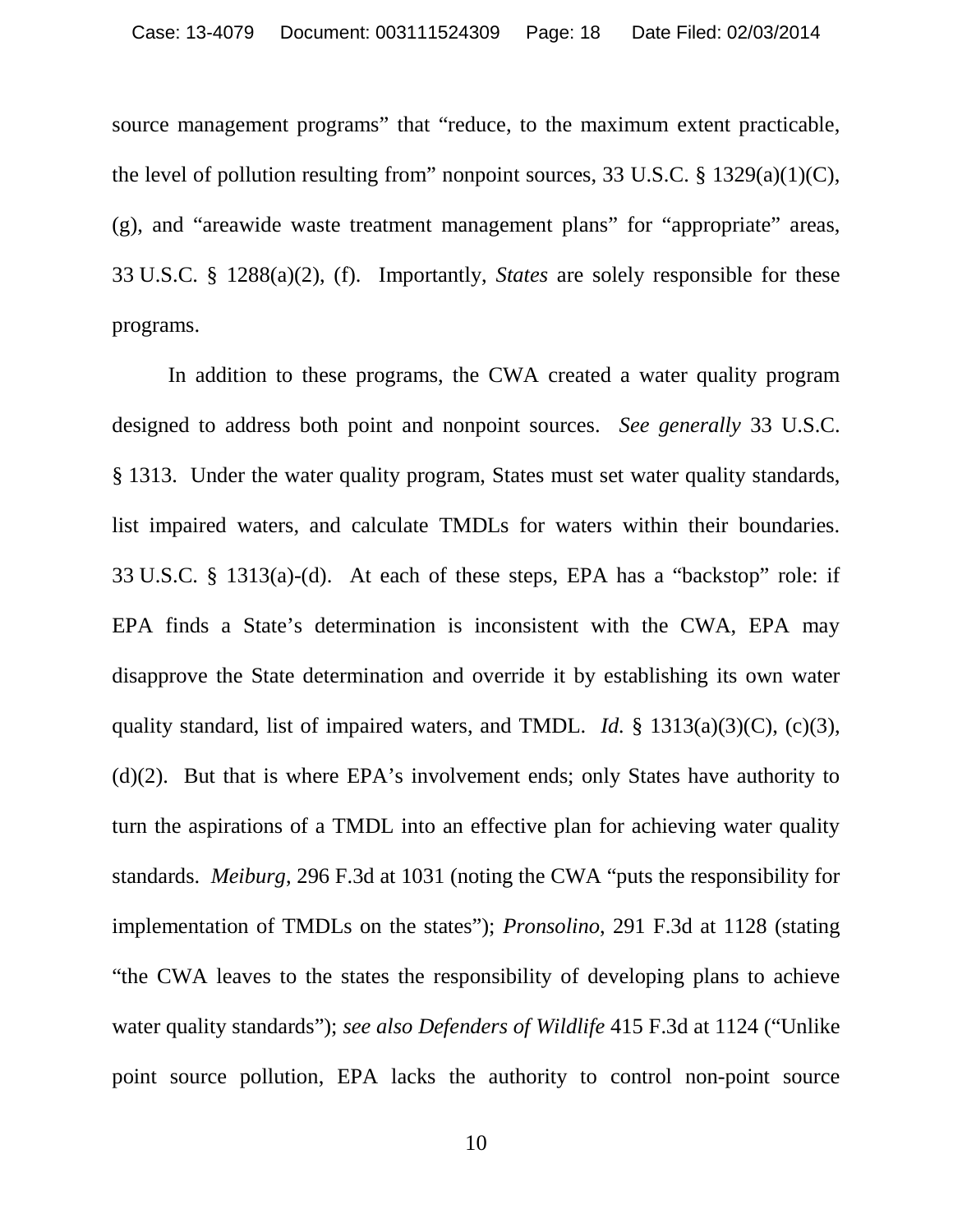source management programs" that "reduce, to the maximum extent practicable, the level of pollution resulting from" nonpoint sources, 33 U.S.C. § 1329(a)(1)(C), (g), and "areawide waste treatment management plans" for "appropriate" areas, 33 U.S.C. § 1288(a)(2), (f). Importantly, *States* are solely responsible for these programs.

In addition to these programs, the CWA created a water quality program designed to address both point and nonpoint sources. *See generally* 33 U.S.C. § 1313. Under the water quality program, States must set water quality standards, list impaired waters, and calculate TMDLs for waters within their boundaries. 33 U.S.C. § 1313(a)-(d). At each of these steps, EPA has a "backstop" role: if EPA finds a State's determination is inconsistent with the CWA, EPA may disapprove the State determination and override it by establishing its own water quality standard, list of impaired waters, and TMDL. *Id.* § 1313(a)(3)(C), (c)(3), (d)(2). But that is where EPA's involvement ends; only States have authority to turn the aspirations of a TMDL into an effective plan for achieving water quality standards. *Meiburg*, 296 F.3d at 1031 (noting the CWA "puts the responsibility for implementation of TMDLs on the states"); *Pronsolino*, 291 F.3d at 1128 (stating "the CWA leaves to the states the responsibility of developing plans to achieve water quality standards"); *see also Defenders of Wildlife* 415 F.3d at 1124 ("Unlike point source pollution, EPA lacks the authority to control non-point source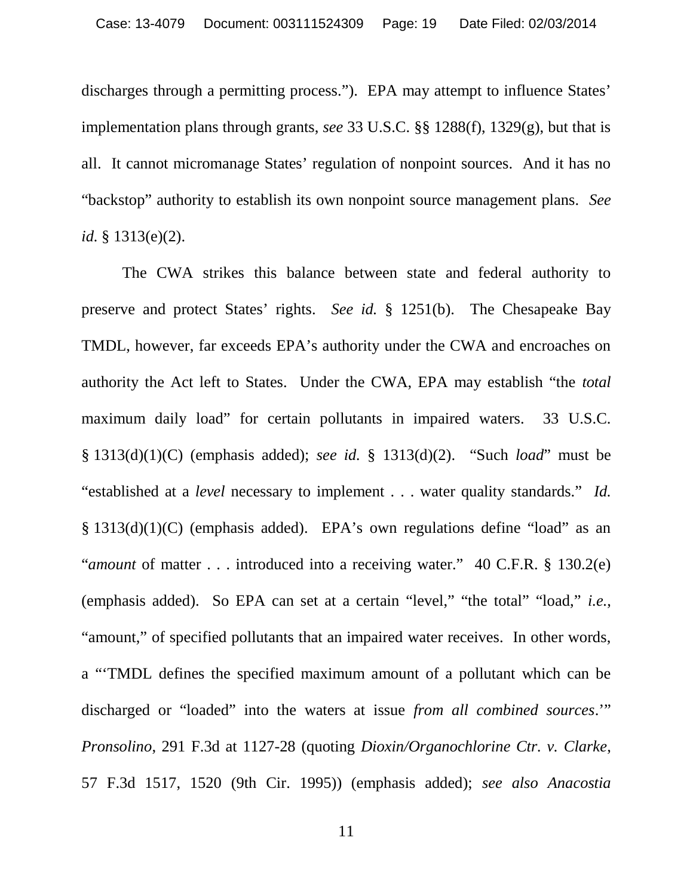discharges through a permitting process.”). EPA may attempt to influence States’ implementation plans through grants, *see* 33 U.S.C. §§ 1288(f), 1329(g), but that is all. It cannot micromanage States’ regulation of nonpoint sources. And it has no “backstop” authority to establish its own nonpoint source management plans. *See id.* § 1313(e)(2).

The CWA strikes this balance between state and federal authority to preserve and protect States’ rights. *See id.* § 1251(b). The Chesapeake Bay TMDL, however, far exceeds EPA’s authority under the CWA and encroaches on authority the Act left to States. Under the CWA, EPA may establish “the *total* maximum daily load” for certain pollutants in impaired waters. 33 U.S.C. § 1313(d)(1)(C) (emphasis added); *see id.* § 1313(d)(2). “Such *load*” must be “established at a *level* necessary to implement . . . water quality standards.” *Id.* § 1313(d)(1)(C) (emphasis added). EPA’s own regulations define “load” as an “*amount* of matter . . . introduced into a receiving water.” 40 C.F.R. § 130.2(e) (emphasis added). So EPA can set at a certain “level,” “the total” “load,” *i.e.*, “amount,” of specified pollutants that an impaired water receives. In other words, a “‘TMDL defines the specified maximum amount of a pollutant which can be discharged or “loaded” into the waters at issue *from all combined sources*.’” *Pronsolino*, 291 F.3d at 1127-28 (quoting *Dioxin/Organochlorine Ctr. v. Clarke*, 57 F.3d 1517, 1520 (9th Cir. 1995)) (emphasis added); *see also Anacostia*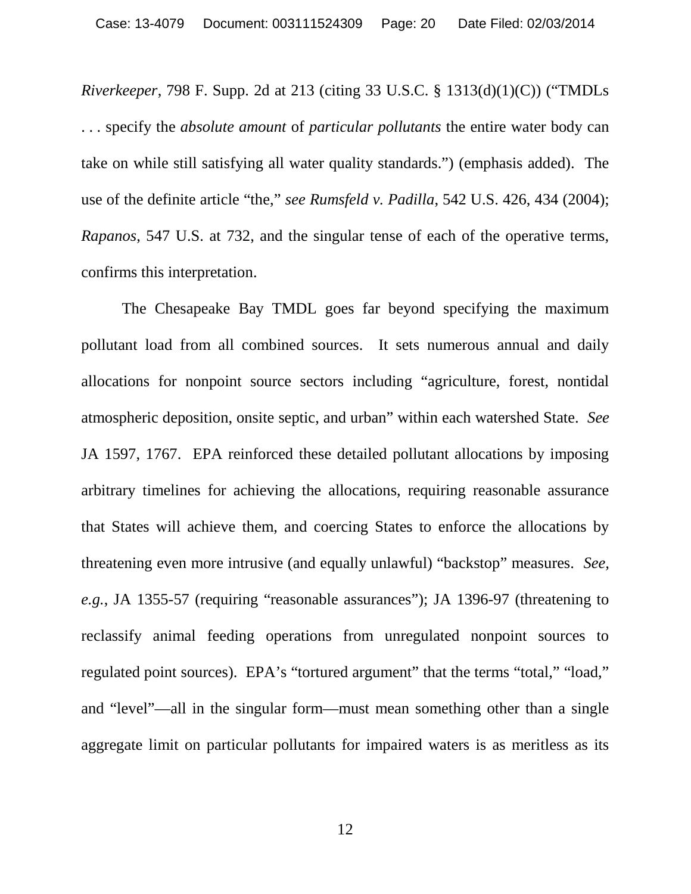*Riverkeeper*, 798 F. Supp. 2d at 213 (citing 33 U.S.C. § 1313(d)(1)(C)) ("TMDLs . . . specify the *absolute amount* of *particular pollutants* the entire water body can take on while still satisfying all water quality standards.") (emphasis added). The use of the definite article "the," *see Rumsfeld v. Padilla*, 542 U.S. 426, 434 (2004); *Rapanos*, 547 U.S. at 732, and the singular tense of each of the operative terms, confirms this interpretation.

The Chesapeake Bay TMDL goes far beyond specifying the maximum pollutant load from all combined sources. It sets numerous annual and daily allocations for nonpoint source sectors including "agriculture, forest, nontidal atmospheric deposition, onsite septic, and urban" within each watershed State. *See* JA 1597, 1767. EPA reinforced these detailed pollutant allocations by imposing arbitrary timelines for achieving the allocations, requiring reasonable assurance that States will achieve them, and coercing States to enforce the allocations by threatening even more intrusive (and equally unlawful) "backstop" measures. *See, e.g.*, JA 1355-57 (requiring "reasonable assurances"); JA 1396-97 (threatening to reclassify animal feeding operations from unregulated nonpoint sources to regulated point sources). EPA's "tortured argument" that the terms "total," "load," and "level"—all in the singular form—must mean something other than a single aggregate limit on particular pollutants for impaired waters is as meritless as its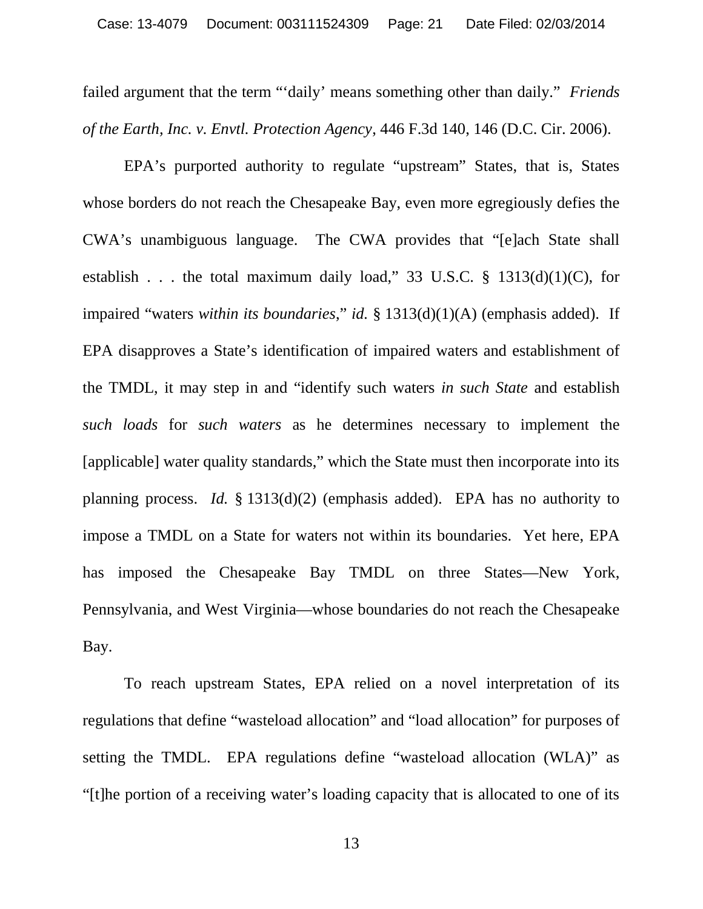failed argument that the term "'daily' means something other than daily." *Friends of the Earth, Inc. v. Envtl. Protection Agency*, 446 F.3d 140, 146 (D.C. Cir. 2006).

EPA's purported authority to regulate "upstream" States, that is, States whose borders do not reach the Chesapeake Bay, even more egregiously defies the CWA's unambiguous language. The CWA provides that "[e]ach State shall establish . . . the total maximum daily load," 33 U.S.C. § 1313(d)(1)(C), for impaired "waters *within its boundaries*," *id.* § 1313(d)(1)(A) (emphasis added). If EPA disapproves a State's identification of impaired waters and establishment of the TMDL, it may step in and "identify such waters *in such State* and establish *such loads* for *such waters* as he determines necessary to implement the [applicable] water quality standards," which the State must then incorporate into its planning process. *Id.* § 1313(d)(2) (emphasis added). EPA has no authority to impose a TMDL on a State for waters not within its boundaries. Yet here, EPA has imposed the Chesapeake Bay TMDL on three States—New York, Pennsylvania, and West Virginia—whose boundaries do not reach the Chesapeake Bay.

To reach upstream States, EPA relied on a novel interpretation of its regulations that define "wasteload allocation" and "load allocation" for purposes of setting the TMDL. EPA regulations define "wasteload allocation (WLA)" as "[t]he portion of a receiving water's loading capacity that is allocated to one of its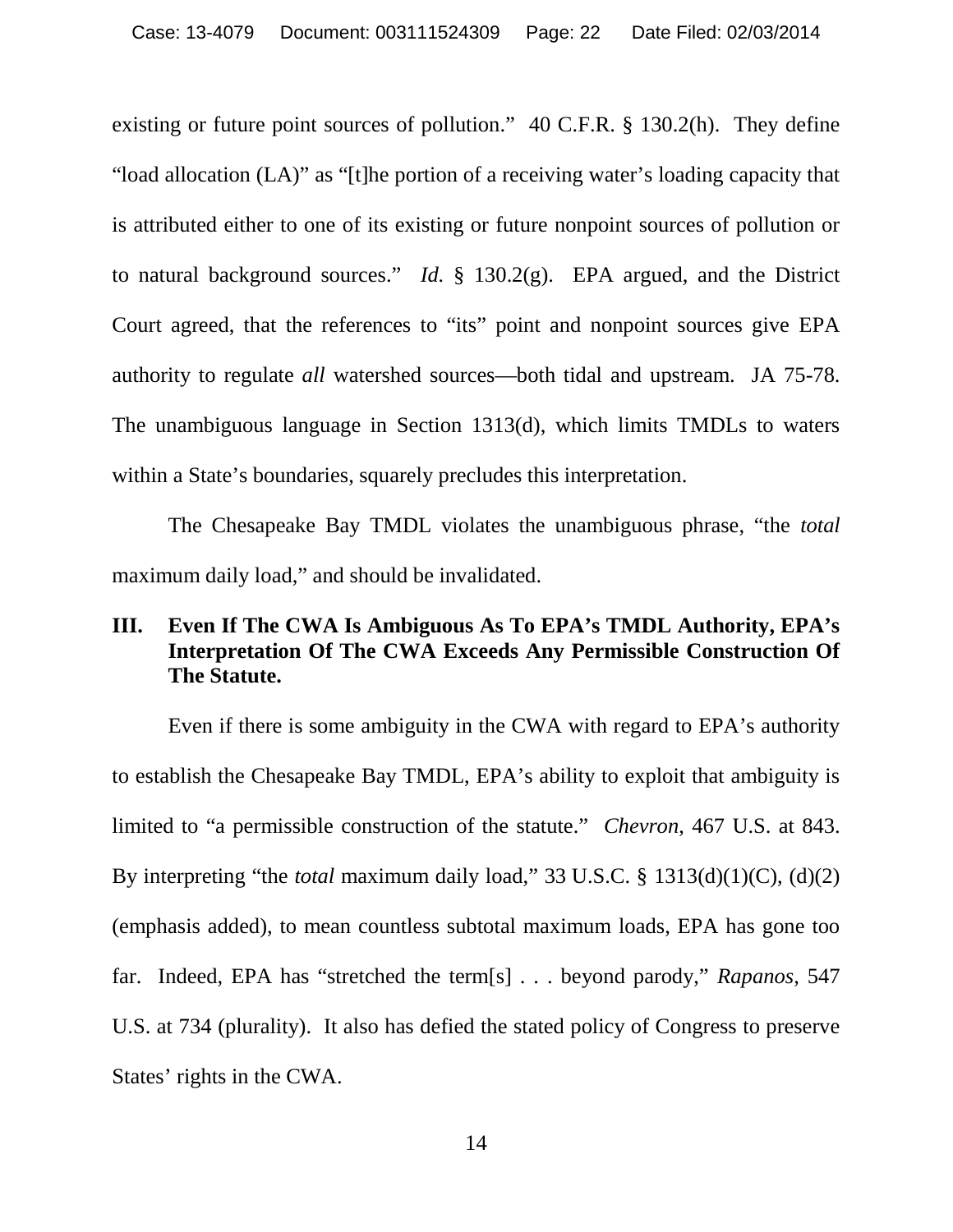existing or future point sources of pollution." 40 C.F.R. § 130.2(h). They define "load allocation (LA)" as "[t]he portion of a receiving water's loading capacity that is attributed either to one of its existing or future nonpoint sources of pollution or to natural background sources." *Id.* § 130.2(g). EPA argued, and the District Court agreed, that the references to "its" point and nonpoint sources give EPA authority to regulate *all* watershed sources—both tidal and upstream. JA 75-78. The unambiguous language in Section 1313(d), which limits TMDLs to waters within a State's boundaries, squarely precludes this interpretation.

The Chesapeake Bay TMDL violates the unambiguous phrase, "the *total* maximum daily load," and should be invalidated.

## III. Even If The CWA Is Ambiguous As To EPA's TMDL Authority, EPA's Interpretation Of The CWA Exceeds Any Permissible Construction Of The Statute.

Even if there is some ambiguity in the CWA with regard to EPA's authority to establish the Chesapeake Bay TMDL, EPA's ability to exploit that ambiguity is limited to "a permissible construction of the statute." *Chevron*, 467 U.S. at 843. By interpreting "the *total* maximum daily load," 33 U.S.C. § 1313(d)(1)(C), (d)(2) (emphasis added), to mean countless subtotal maximum loads, EPA has gone too far. Indeed, EPA has "stretched the term[s] . . . beyond parody," *Rapanos*, 547 U.S. at 734 (plurality). It also has defied the stated policy of Congress to preserve States' rights in the CWA.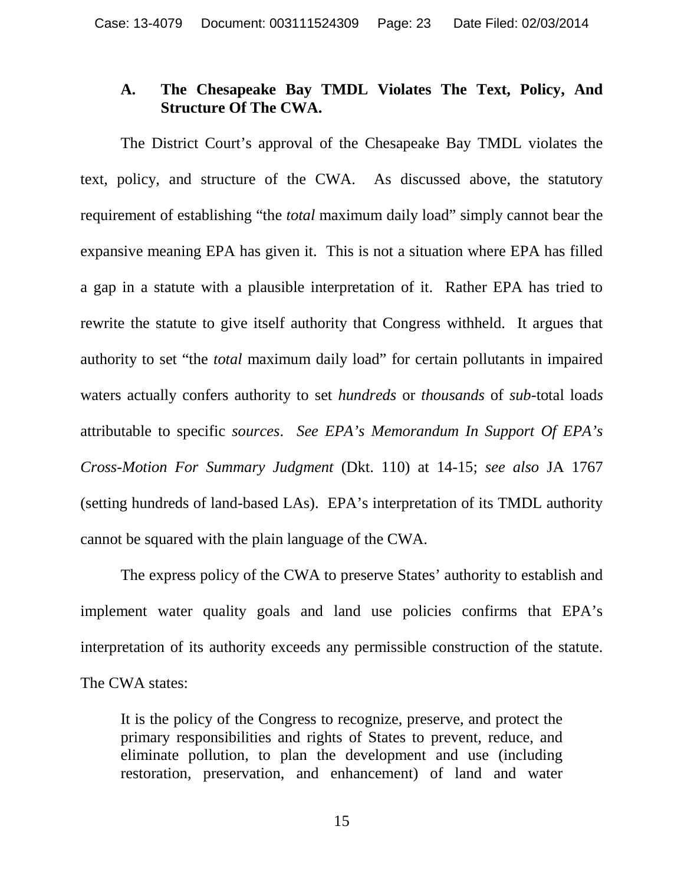### A. The Chesapeake Bay TMDL Violates The Text, Policy, And Structure Of The CWA.

The District Court's approval of the Chesapeake Bay TMDL violates the text, policy, and structure of the CWA. As discussed above, the statutory requirement of establishing "the *total* maximum daily load" simply cannot bear the expansive meaning EPA has given it. This is not a situation where EPA has filled a gap in a statute with a plausible interpretation of it. Rather EPA has tried to rewrite the statute to give itself authority that Congress withheld. It argues that authority to set "the *total* maximum daily load" for certain pollutants in impaired waters actually confers authority to set *hundreds* or *thousands* of *sub*-total loads attributable to specific *sources*. *See EPA's Memorandum In Support Of EPA's Cross-Motion For Summary Judgment* (Dkt. 110) at 14-15; *see also* JA 1767 (setting hundreds of land-based LAs). EPA's interpretation of its TMDL authority cannot be squared with the plain language of the CWA.

The express policy of the CWA to preserve States' authority to establish and implement water quality goals and land use policies confirms that EPA's interpretation of its authority exceeds any permissible construction of the statute. The CWA states:

> It is the policy of the Congress to recognize, preserve, and protect the primary responsibilities and rights of States to prevent, reduce, and eliminate pollution, to plan the development and use (including restoration, preservation, and enhancement) of land and water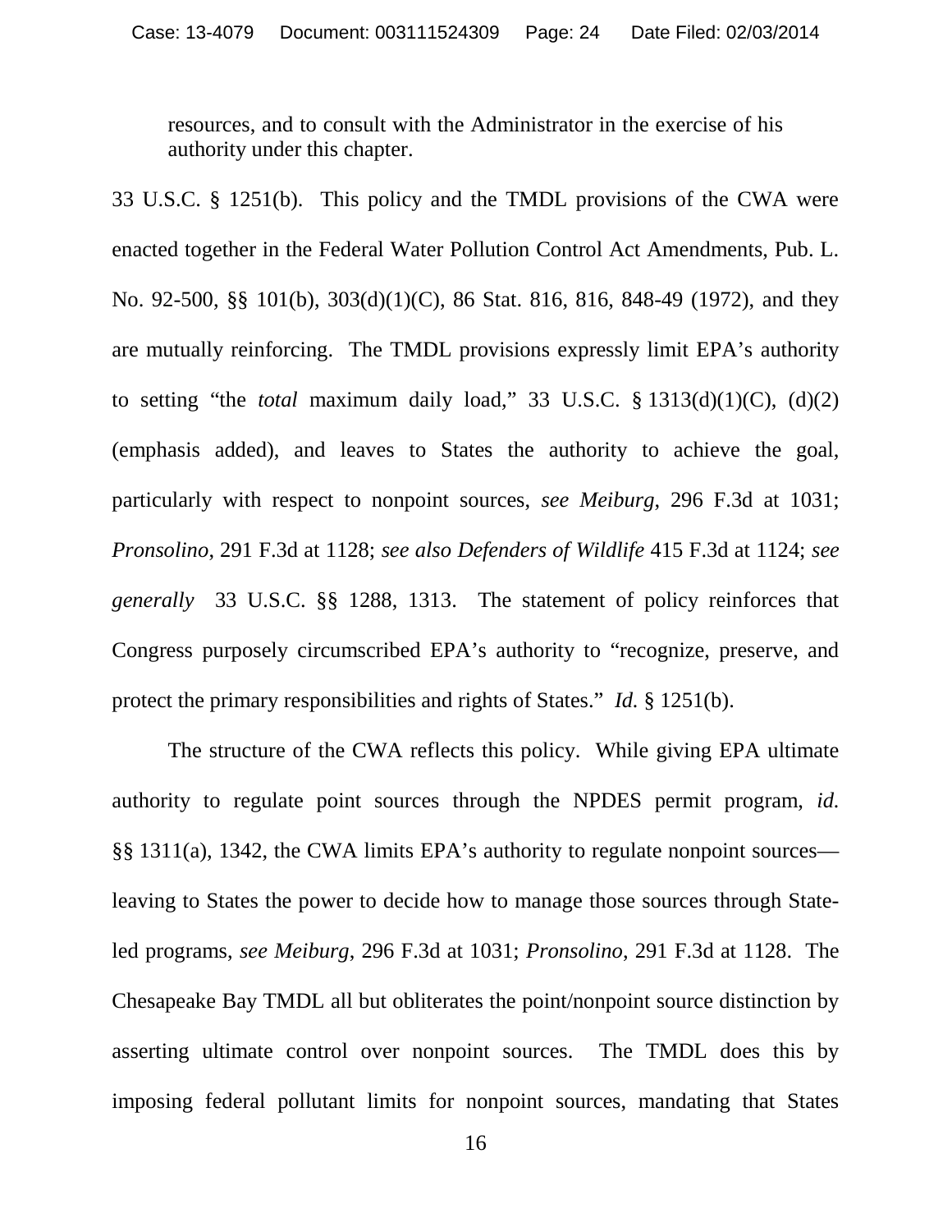> resources, and to consult with the Administrator in the exercise of his authority under this chapter.

33 U.S.C. § 1251(b). This policy and the TMDL provisions of the CWA were enacted together in the Federal Water Pollution Control Act Amendments, Pub. L. No. 92-500, §§ 101(b), 303(d)(1)(C), 86 Stat. 816, 816, 848-49 (1972), and they are mutually reinforcing. The TMDL provisions expressly limit EPA's authority to setting "the *total* maximum daily load," 33 U.S.C. § 1313(d)(1)(C), (d)(2) (emphasis added), and leaves to States the authority to achieve the goal, particularly with respect to nonpoint sources, *see Meiburg*, 296 F.3d at 1031; *Pronsolino*, 291 F.3d at 1128; *see also Defenders of Wildlife* 415 F.3d at 1124; *see generally* 33 U.S.C. §§ 1288, 1313. The statement of policy reinforces that Congress purposely circumscribed EPA's authority to "recognize, preserve, and protect the primary responsibilities and rights of States." *Id.* § 1251(b).

The structure of the CWA reflects this policy. While giving EPA ultimate authority to regulate point sources through the NPDES permit program, *id.* §§ 1311(a), 1342, the CWA limits EPA's authority to regulate nonpoint sources—leaving to States the power to decide how to manage those sources through State-led programs, *see Meiburg*, 296 F.3d at 1031; *Pronsolino*, 291 F.3d at 1128. The Chesapeake Bay TMDL all but obliterates the point/nonpoint source distinction by asserting ultimate control over nonpoint sources. The TMDL does this by imposing federal pollutant limits for nonpoint sources, mandating that States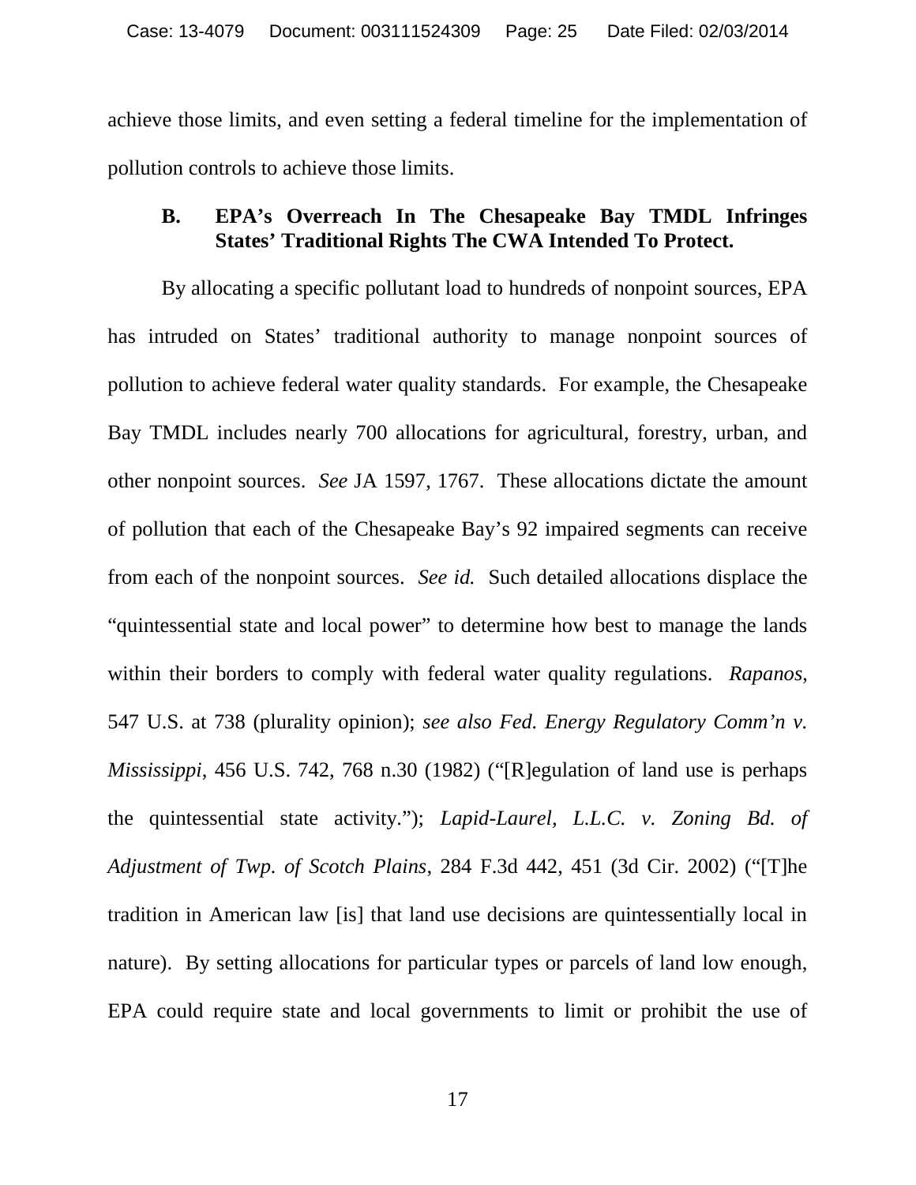achieve those limits, and even setting a federal timeline for the implementation of pollution controls to achieve those limits.

### B. EPA's Overreach In The Chesapeake Bay TMDL Infringes States' Traditional Rights The CWA Intended To Protect.

By allocating a specific pollutant load to hundreds of nonpoint sources, EPA has intruded on States' traditional authority to manage nonpoint sources of pollution to achieve federal water quality standards. For example, the Chesapeake Bay TMDL includes nearly 700 allocations for agricultural, forestry, urban, and other nonpoint sources. *See* JA 1597, 1767. These allocations dictate the amount of pollution that each of the Chesapeake Bay's 92 impaired segments can receive from each of the nonpoint sources. *See id.* Such detailed allocations displace the "quintessential state and local power" to determine how best to manage the lands within their borders to comply with federal water quality regulations. *Rapanos*, 547 U.S. at 738 (plurality opinion); *see also Fed. Energy Regulatory Comm'n v. Mississippi*, 456 U.S. 742, 768 n.30 (1982) ("[R]egulation of land use is perhaps the quintessential state activity."); *Lapid-Laurel, L.L.C. v. Zoning Bd. of Adjustment of Twp. of Scotch Plains*, 284 F.3d 442, 451 (3d Cir. 2002) ("[T]he tradition in American law [is] that land use decisions are quintessentially local in nature). By setting allocations for particular types or parcels of land low enough, EPA could require state and local governments to limit or prohibit the use of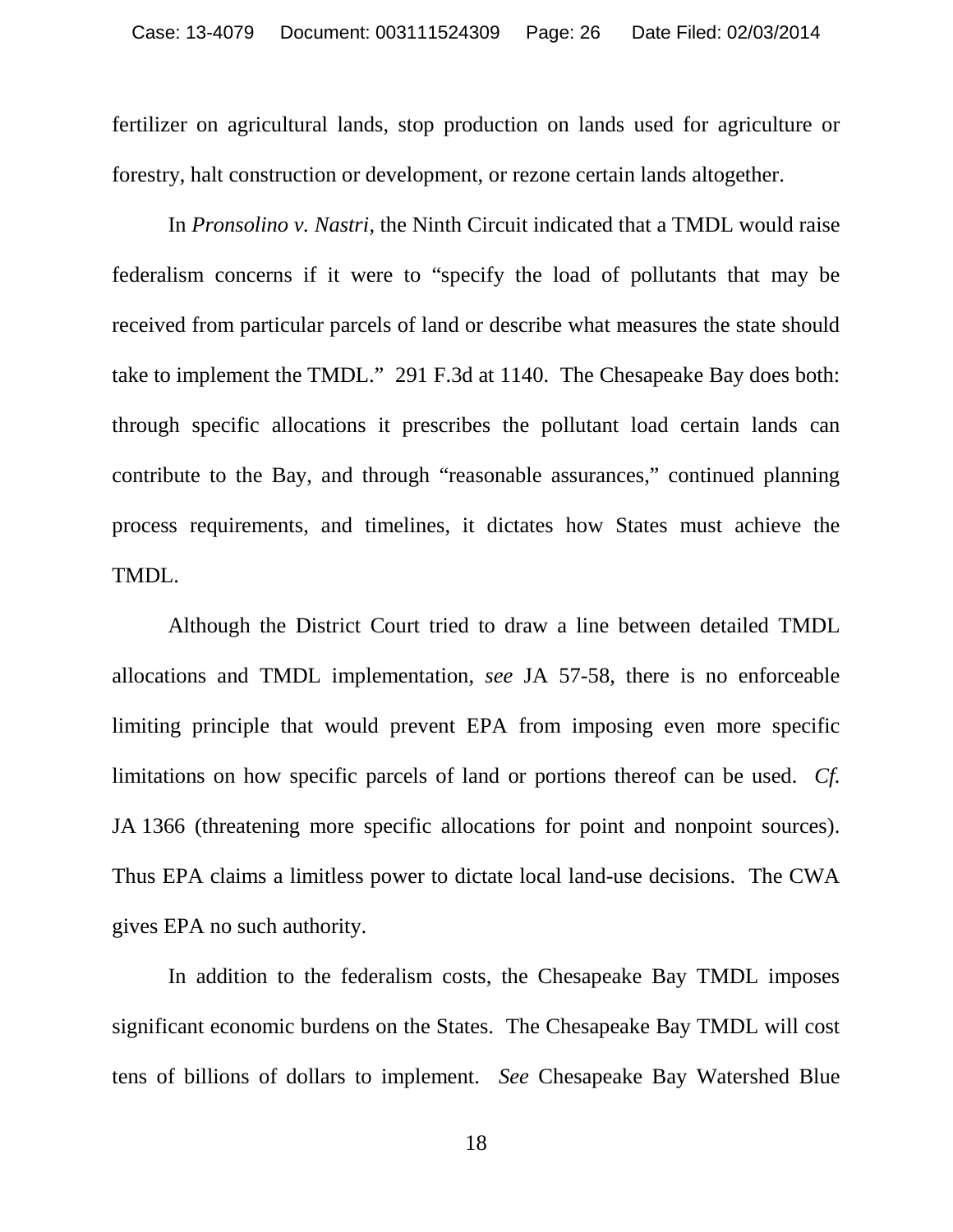fertilizer on agricultural lands, stop production on lands used for agriculture or forestry, halt construction or development, or rezone certain lands altogether.

In *Pronsolino v. Nastri*, the Ninth Circuit indicated that a TMDL would raise federalism concerns if it were to "specify the load of pollutants that may be received from particular parcels of land or describe what measures the state should take to implement the TMDL." 291 F.3d at 1140. The Chesapeake Bay does both: through specific allocations it prescribes the pollutant load certain lands can contribute to the Bay, and through "reasonable assurances," continued planning process requirements, and timelines, it dictates how States must achieve the TMDL.

Although the District Court tried to draw a line between detailed TMDL allocations and TMDL implementation, *see* JA 57-58, there is no enforceable limiting principle that would prevent EPA from imposing even more specific limitations on how specific parcels of land or portions thereof can be used. *Cf.* JA 1366 (threatening more specific allocations for point and nonpoint sources). Thus EPA claims a limitless power to dictate local land-use decisions. The CWA gives EPA no such authority.

In addition to the federalism costs, the Chesapeake Bay TMDL imposes significant economic burdens on the States. The Chesapeake Bay TMDL will cost tens of billions of dollars to implement. *See* Chesapeake Bay Watershed Blue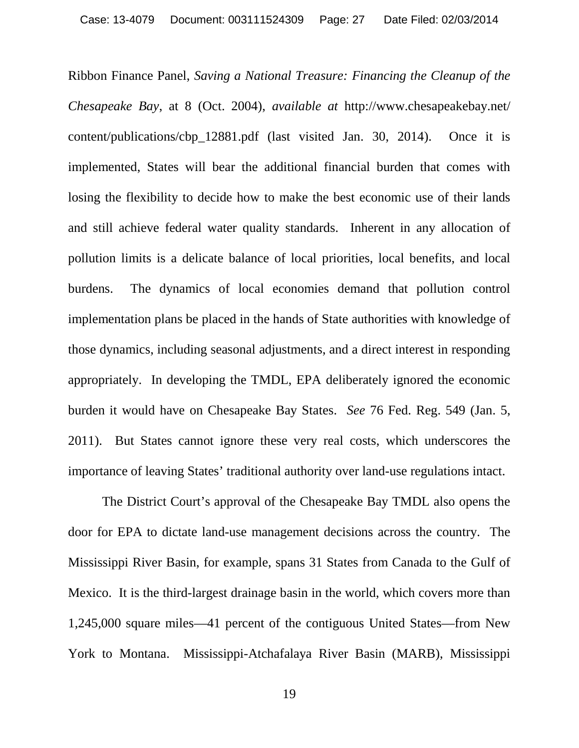Ribbon Finance Panel, *Saving a National Treasure: Financing the Cleanup of the Chesapeake Bay*, at 8 (Oct. 2004), *available at* http://www.chesapeakebay.net/content/publications/cbp_12881.pdf (last visited Jan. 30, 2014). Once it is implemented, States will bear the additional financial burden that comes with losing the flexibility to decide how to make the best economic use of their lands and still achieve federal water quality standards. Inherent in any allocation of pollution limits is a delicate balance of local priorities, local benefits, and local burdens. The dynamics of local economies demand that pollution control implementation plans be placed in the hands of State authorities with knowledge of those dynamics, including seasonal adjustments, and a direct interest in responding appropriately. In developing the TMDL, EPA deliberately ignored the economic burden it would have on Chesapeake Bay States. *See* 76 Fed. Reg. 549 (Jan. 5, 2011). But States cannot ignore these very real costs, which underscores the importance of leaving States' traditional authority over land-use regulations intact.

The District Court's approval of the Chesapeake Bay TMDL also opens the door for EPA to dictate land-use management decisions across the country. The Mississippi River Basin, for example, spans 31 States from Canada to the Gulf of Mexico. It is the third-largest drainage basin in the world, which covers more than 1,245,000 square miles—41 percent of the contiguous United States—from New York to Montana. Mississippi-Atchafalaya River Basin (MARB), Mississippi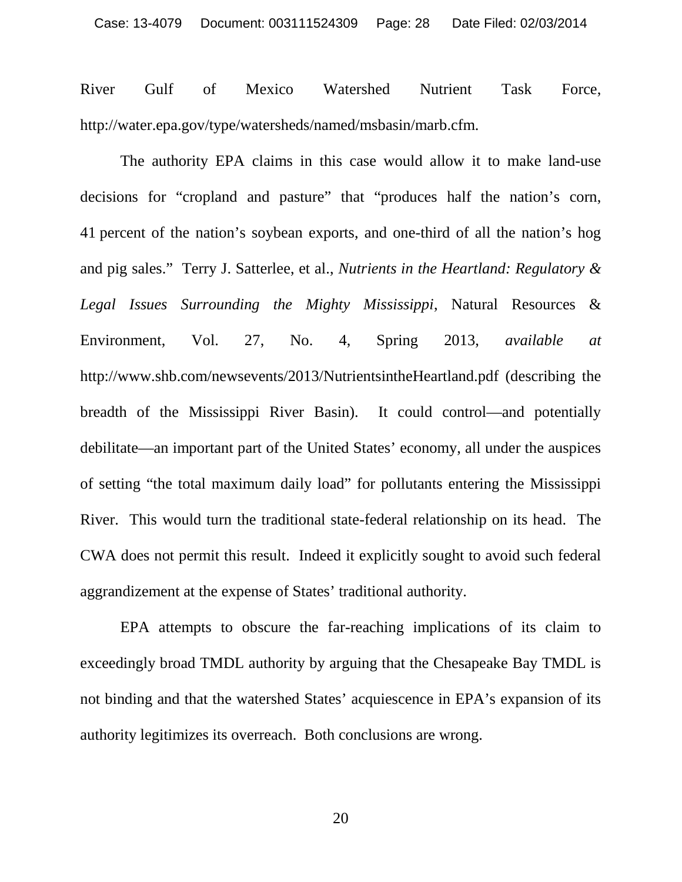River Gulf of Mexico Watershed Nutrient Task Force, http://water.epa.gov/type/watersheds/named/msbasin/marb.cfm.

The authority EPA claims in this case would allow it to make land-use decisions for "cropland and pasture" that "produces half the nation's corn, 41 percent of the nation's soybean exports, and one-third of all the nation's hog and pig sales." Terry J. Satterlee, et al., *Nutrients in the Heartland: Regulatory & Legal Issues Surrounding the Mighty Mississippi*, Natural Resources & Environment, Vol. 27, No. 4, Spring 2013, *available at* http://www.shb.com/newsevents/2013/NutrientsintheHeartland.pdf (describing the breadth of the Mississippi River Basin). It could control—and potentially debilitate—an important part of the United States' economy, all under the auspices of setting "the total maximum daily load" for pollutants entering the Mississippi River. This would turn the traditional state-federal relationship on its head. The CWA does not permit this result. Indeed it explicitly sought to avoid such federal aggrandizement at the expense of States' traditional authority.

EPA attempts to obscure the far-reaching implications of its claim to exceedingly broad TMDL authority by arguing that the Chesapeake Bay TMDL is not binding and that the watershed States' acquiescence in EPA's expansion of its authority legitimizes its overreach. Both conclusions are wrong.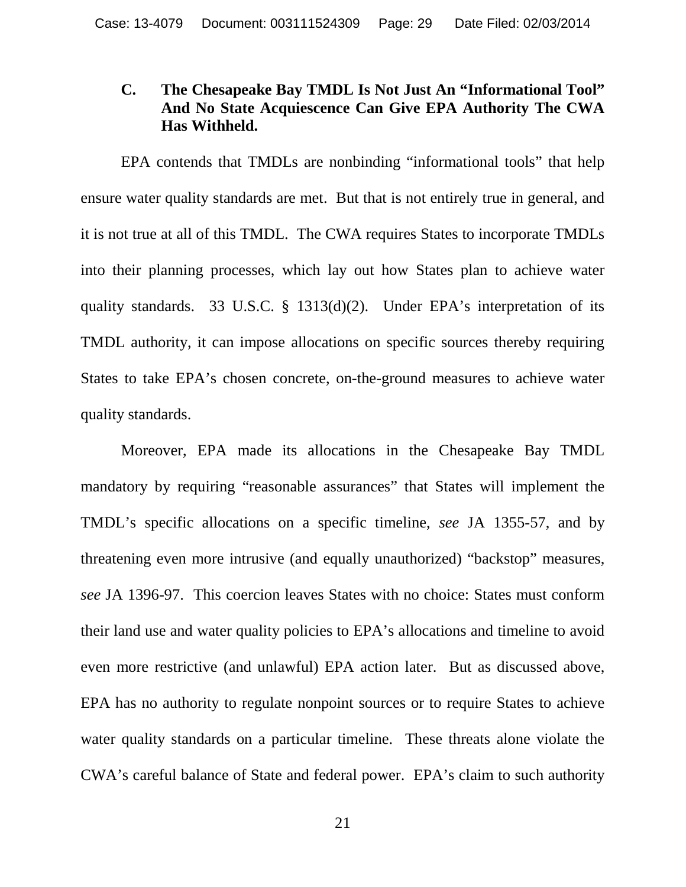### C. The Chesapeake Bay TMDL Is Not Just An "Informational Tool" And No State Acquiescence Can Give EPA Authority The CWA Has Withheld.

EPA contends that TMDLs are nonbinding "informational tools" that help ensure water quality standards are met. But that is not entirely true in general, and it is not true at all of this TMDL. The CWA requires States to incorporate TMDLs into their planning processes, which lay out how States plan to achieve water quality standards. 33 U.S.C. § 1313(d)(2). Under EPA's interpretation of its TMDL authority, it can impose allocations on specific sources thereby requiring States to take EPA's chosen concrete, on-the-ground measures to achieve water quality standards.

Moreover, EPA made its allocations in the Chesapeake Bay TMDL mandatory by requiring "reasonable assurances" that States will implement the TMDL's specific allocations on a specific timeline, *see* JA 1355-57, and by threatening even more intrusive (and equally unauthorized) "backstop" measures, *see* JA 1396-97. This coercion leaves States with no choice: States must conform their land use and water quality policies to EPA's allocations and timeline to avoid even more restrictive (and unlawful) EPA action later. But as discussed above, EPA has no authority to regulate nonpoint sources or to require States to achieve water quality standards on a particular timeline. These threats alone violate the CWA's careful balance of State and federal power. EPA's claim to such authority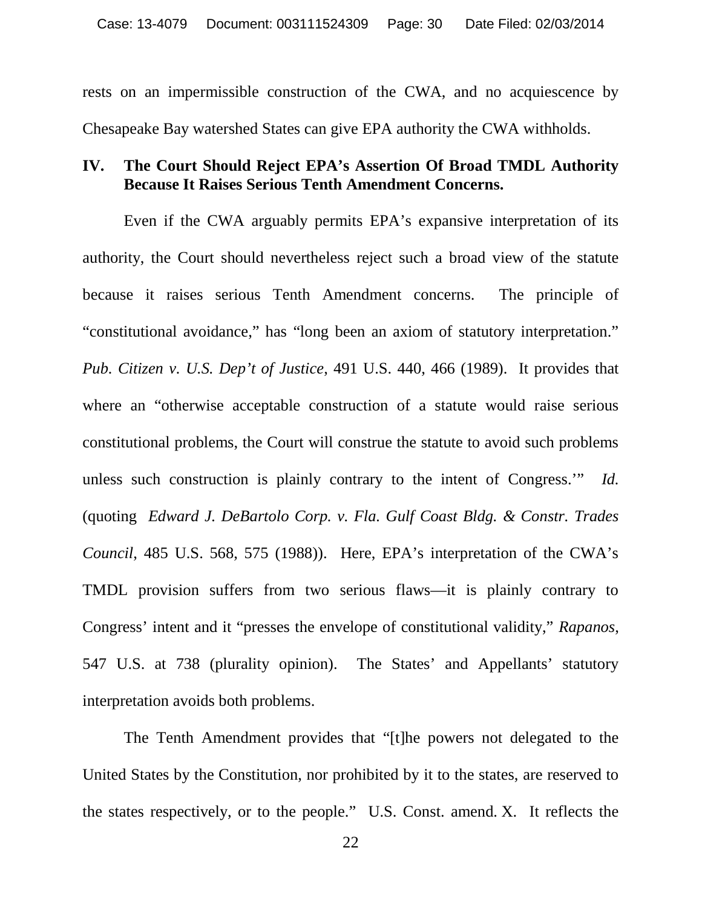rests on an impermissible construction of the CWA, and no acquiescence by Chesapeake Bay watershed States can give EPA authority the CWA withholds.

## IV. The Court Should Reject EPA's Assertion Of Broad TMDL Authority Because It Raises Serious Tenth Amendment Concerns.

Even if the CWA arguably permits EPA's expansive interpretation of its authority, the Court should nevertheless reject such a broad view of the statute because it raises serious Tenth Amendment concerns. The principle of "constitutional avoidance," has "long been an axiom of statutory interpretation." *Pub. Citizen v. U.S. Dep't of Justice*, 491 U.S. 440, 466 (1989). It provides that where an "otherwise acceptable construction of a statute would raise serious constitutional problems, the Court will construe the statute to avoid such problems unless such construction is plainly contrary to the intent of Congress.'" *Id.* (quoting *Edward J. DeBartolo Corp. v. Fla. Gulf Coast Bldg. & Constr. Trades Council*, 485 U.S. 568, 575 (1988)). Here, EPA's interpretation of the CWA's TMDL provision suffers from two serious flaws—it is plainly contrary to Congress' intent and it "presses the envelope of constitutional validity," *Rapanos*, 547 U.S. at 738 (plurality opinion). The States' and Appellants' statutory interpretation avoids both problems.

The Tenth Amendment provides that "[t]he powers not delegated to the United States by the Constitution, nor prohibited by it to the states, are reserved to the states respectively, or to the people." U.S. Const. amend. X. It reflects the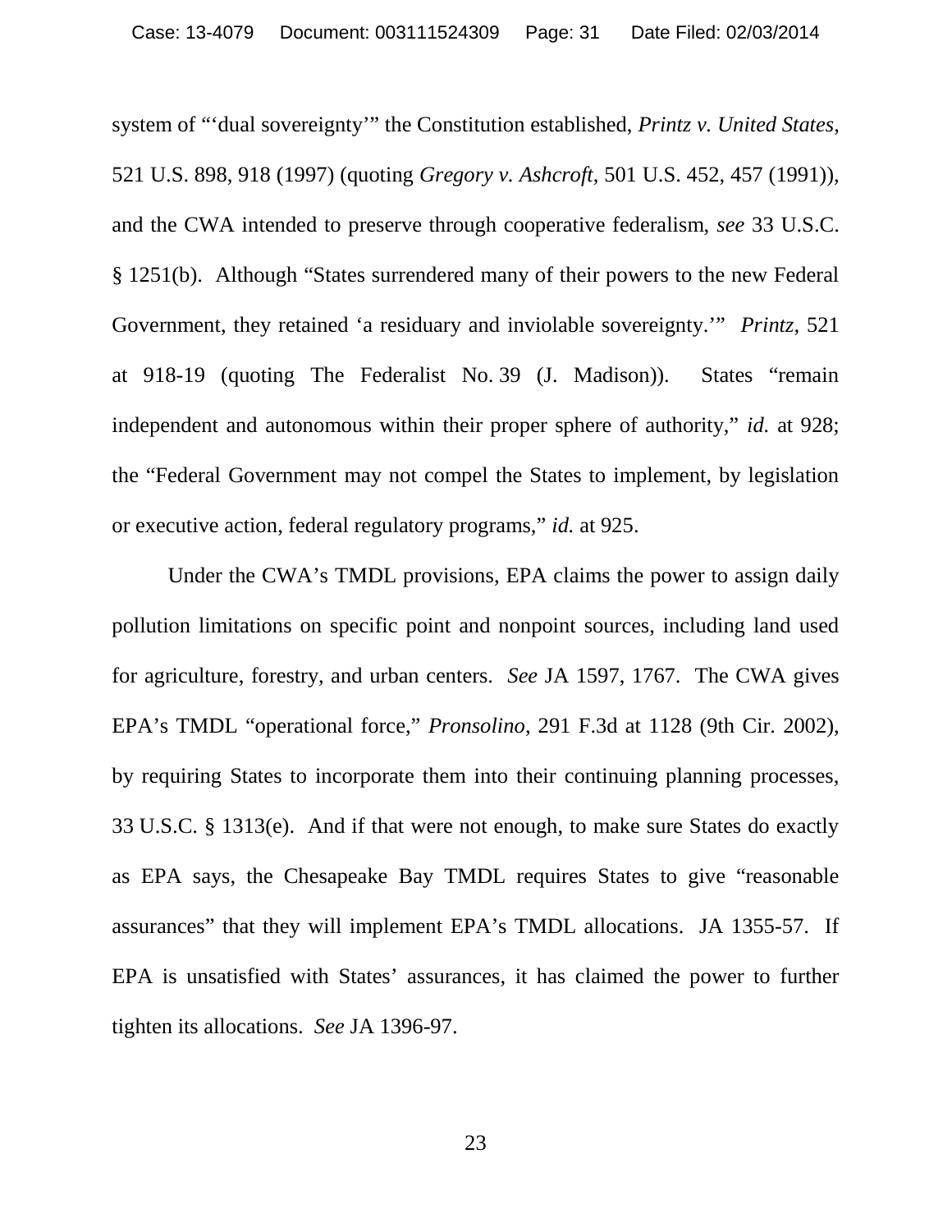system of "'dual sovereignty'" the Constitution established, *Printz v. United States*, 521 U.S. 898, 918 (1997) (quoting *Gregory v. Ashcroft*, 501 U.S. 452, 457 (1991)), and the CWA intended to preserve through cooperative federalism, *see* 33 U.S.C. § 1251(b). Although "States surrendered many of their powers to the new Federal Government, they retained 'a residuary and inviolable sovereignty.'" *Printz*, 521 at 918-19 (quoting The Federalist No. 39 (J. Madison)). States "remain independent and autonomous within their proper sphere of authority," *id.* at 928; the "Federal Government may not compel the States to implement, by legislation or executive action, federal regulatory programs," *id.* at 925.

Under the CWA's TMDL provisions, EPA claims the power to assign daily pollution limitations on specific point and nonpoint sources, including land used for agriculture, forestry, and urban centers. *See* JA 1597, 1767. The CWA gives EPA's TMDL "operational force," *Pronsolino*, 291 F.3d at 1128 (9th Cir. 2002), by requiring States to incorporate them into their continuing planning processes, 33 U.S.C. § 1313(e). And if that were not enough, to make sure States do exactly as EPA says, the Chesapeake Bay TMDL requires States to give "reasonable assurances" that they will implement EPA's TMDL allocations. JA 1355-57. If EPA is unsatisfied with States' assurances, it has claimed the power to further tighten its allocations. *See* JA 1396-97.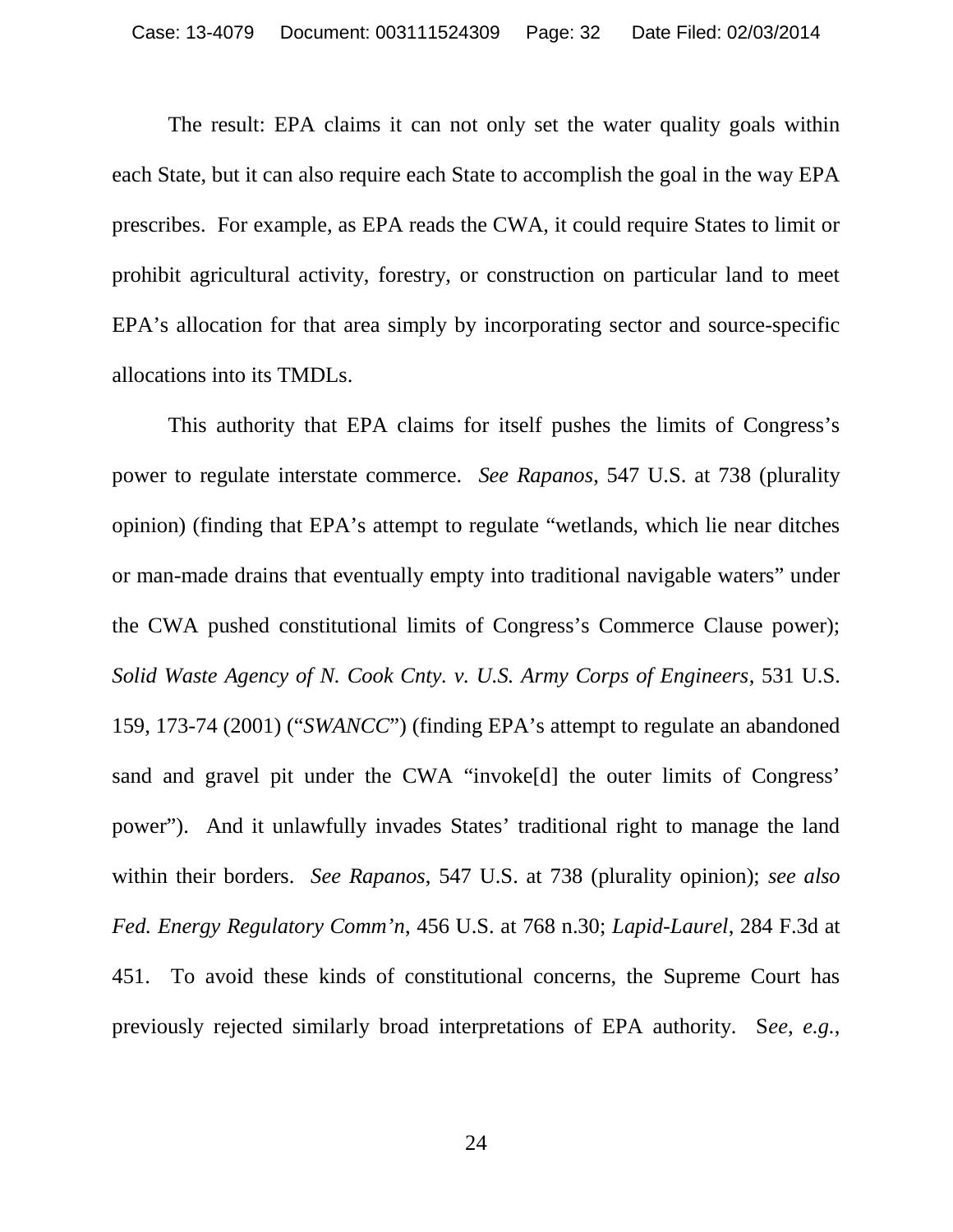The result: EPA claims it can not only set the water quality goals within each State, but it can also require each State to accomplish the goal in the way EPA prescribes. For example, as EPA reads the CWA, it could require States to limit or prohibit agricultural activity, forestry, or construction on particular land to meet EPA's allocation for that area simply by incorporating sector and source-specific allocations into its TMDLs.

This authority that EPA claims for itself pushes the limits of Congress's power to regulate interstate commerce. *See Rapanos*, 547 U.S. at 738 (plurality opinion) (finding that EPA's attempt to regulate "wetlands, which lie near ditches or man-made drains that eventually empty into traditional navigable waters" under the CWA pushed constitutional limits of Congress's Commerce Clause power); *Solid Waste Agency of N. Cook Cnty. v. U.S. Army Corps of Engineers*, 531 U.S. 159, 173-74 (2001) ("*SWANCC*") (finding EPA's attempt to regulate an abandoned sand and gravel pit under the CWA "invoke[d] the outer limits of Congress' power"). And it unlawfully invades States' traditional right to manage the land within their borders. *See Rapanos*, 547 U.S. at 738 (plurality opinion); *see also Fed. Energy Regulatory Comm'n*, 456 U.S. at 768 n.30; *Lapid-Laurel*, 284 F.3d at 451. To avoid these kinds of constitutional concerns, the Supreme Court has previously rejected similarly broad interpretations of EPA authority. S*ee, e.g.*,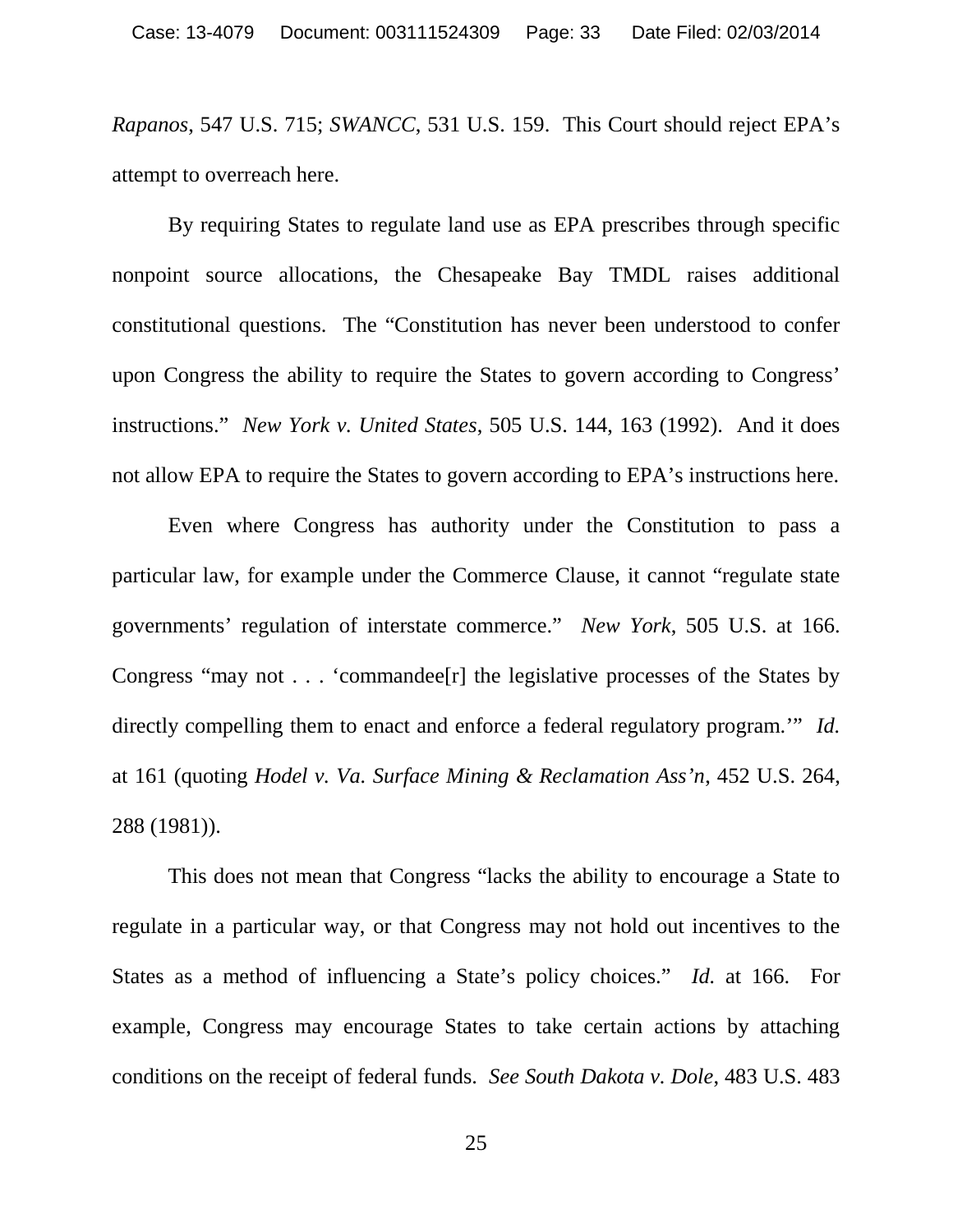*Rapanos*, 547 U.S. 715; *SWANCC*, 531 U.S. 159. This Court should reject EPA's attempt to overreach here.

By requiring States to regulate land use as EPA prescribes through specific nonpoint source allocations, the Chesapeake Bay TMDL raises additional constitutional questions. The "Constitution has never been understood to confer upon Congress the ability to require the States to govern according to Congress' instructions." *New York v. United States*, 505 U.S. 144, 163 (1992). And it does not allow EPA to require the States to govern according to EPA's instructions here.

Even where Congress has authority under the Constitution to pass a particular law, for example under the Commerce Clause, it cannot "regulate state governments' regulation of interstate commerce." *New York*, 505 U.S. at 166. Congress "may not . . . 'commandee[r] the legislative processes of the States by directly compelling them to enact and enforce a federal regulatory program.'" *Id.* at 161 (quoting *Hodel v. Va. Surface Mining & Reclamation Ass'n*, 452 U.S. 264, 288 (1981)).

This does not mean that Congress "lacks the ability to encourage a State to regulate in a particular way, or that Congress may not hold out incentives to the States as a method of influencing a State's policy choices." *Id.* at 166. For example, Congress may encourage States to take certain actions by attaching conditions on the receipt of federal funds. *See South Dakota v. Dole*, 483 U.S. 483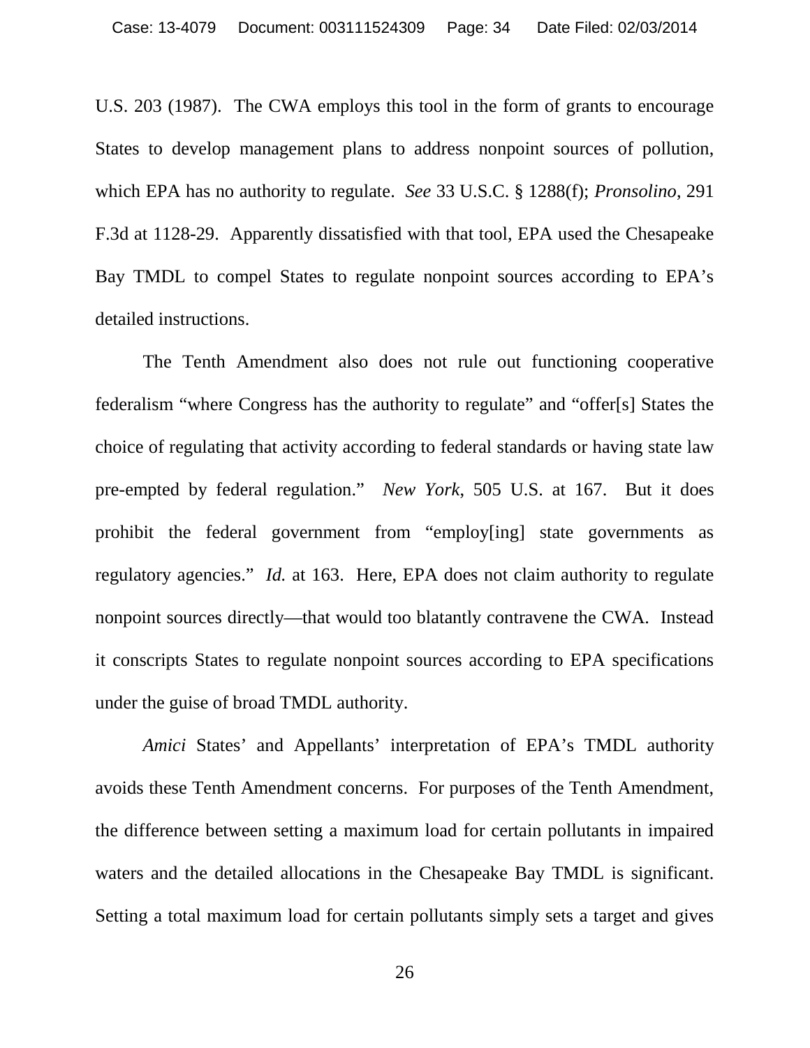U.S. 203 (1987). The CWA employs this tool in the form of grants to encourage States to develop management plans to address nonpoint sources of pollution, which EPA has no authority to regulate. *See* 33 U.S.C. § 1288(f); *Pronsolino*, 291 F.3d at 1128-29. Apparently dissatisfied with that tool, EPA used the Chesapeake Bay TMDL to compel States to regulate nonpoint sources according to EPA's detailed instructions.

The Tenth Amendment also does not rule out functioning cooperative federalism "where Congress has the authority to regulate" and "offer[s] States the choice of regulating that activity according to federal standards or having state law pre-empted by federal regulation." *New York*, 505 U.S. at 167. But it does prohibit the federal government from "employ[ing] state governments as regulatory agencies." *Id.* at 163. Here, EPA does not claim authority to regulate nonpoint sources directly—that would too blatantly contravene the CWA. Instead it conscripts States to regulate nonpoint sources according to EPA specifications under the guise of broad TMDL authority.

*Amici* States' and Appellants' interpretation of EPA's TMDL authority avoids these Tenth Amendment concerns. For purposes of the Tenth Amendment, the difference between setting a maximum load for certain pollutants in impaired waters and the detailed allocations in the Chesapeake Bay TMDL is significant. Setting a total maximum load for certain pollutants simply sets a target and gives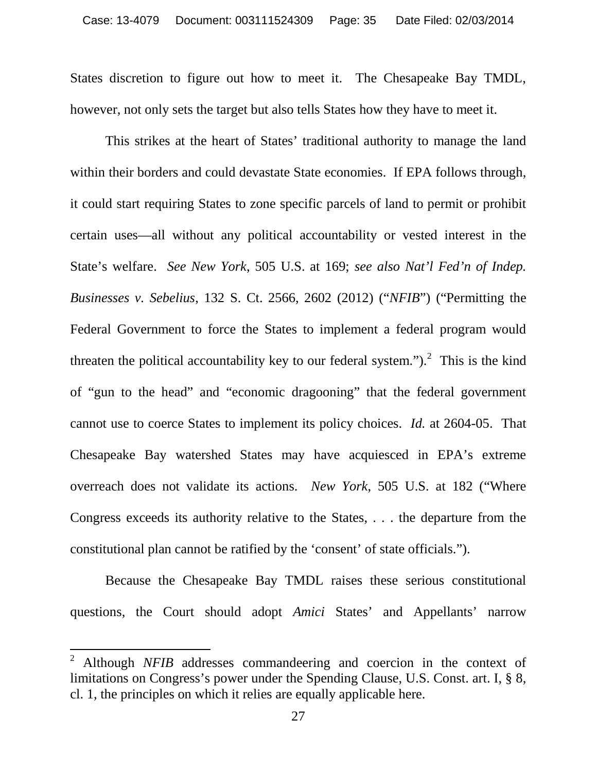States discretion to figure out how to meet it. The Chesapeake Bay TMDL, however, not only sets the target but also tells States how they have to meet it.

This strikes at the heart of States' traditional authority to manage the land within their borders and could devastate State economies. If EPA follows through, it could start requiring States to zone specific parcels of land to permit or prohibit certain uses—all without any political accountability or vested interest in the State's welfare. *See New York*, 505 U.S. at 169; *see also Nat'l Fed'n of Indep. Businesses v. Sebelius*, 132 S. Ct. 2566, 2602 (2012) ("*NFIB*") ("Permitting the Federal Government to force the States to implement a federal program would threaten the political accountability key to our federal system.").[2] This is the kind of "gun to the head" and "economic dragooning" that the federal government cannot use to coerce States to implement its policy choices. *Id.* at 2604-05. That Chesapeake Bay watershed States may have acquiesced in EPA's extreme overreach does not validate its actions. *New York*, 505 U.S. at 182 ("Where Congress exceeds its authority relative to the States, . . . the departure from the constitutional plan cannot be ratified by the 'consent' of state officials.").

Because the Chesapeake Bay TMDL raises these serious constitutional questions, the Court should adopt *Amici* States' and Appellants' narrow

[2] Although *NFIB* addresses commandeering and coercion in the context of limitations on Congress's power under the Spending Clause, U.S. Const. art. I, § 8, cl. 1, the principles on which it relies are equally applicable here.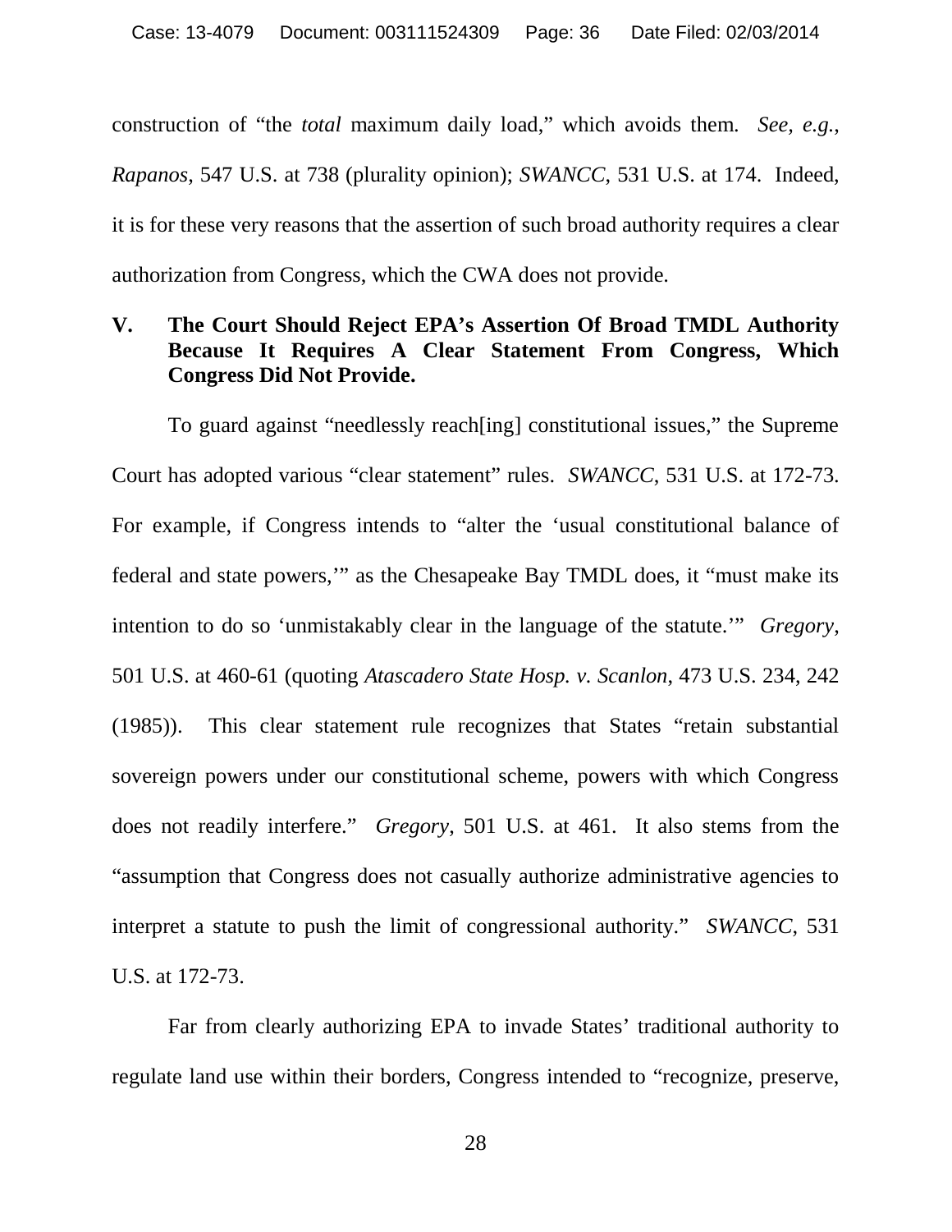construction of "the *total* maximum daily load," which avoids them. *See, e.g.*, *Rapanos*, 547 U.S. at 738 (plurality opinion); *SWANCC*, 531 U.S. at 174. Indeed, it is for these very reasons that the assertion of such broad authority requires a clear authorization from Congress, which the CWA does not provide.

## V. The Court Should Reject EPA's Assertion Of Broad TMDL Authority Because It Requires A Clear Statement From Congress, Which Congress Did Not Provide.

To guard against "needlessly reach[ing] constitutional issues," the Supreme Court has adopted various "clear statement" rules. *SWANCC*, 531 U.S. at 172-73. For example, if Congress intends to "alter the 'usual constitutional balance of federal and state powers,'" as the Chesapeake Bay TMDL does, it "must make its intention to do so 'unmistakably clear in the language of the statute.'" *Gregory*, 501 U.S. at 460-61 (quoting *Atascadero State Hosp. v. Scanlon*, 473 U.S. 234, 242 (1985)). This clear statement rule recognizes that States "retain substantial sovereign powers under our constitutional scheme, powers with which Congress does not readily interfere." *Gregory*, 501 U.S. at 461. It also stems from the "assumption that Congress does not casually authorize administrative agencies to interpret a statute to push the limit of congressional authority." *SWANCC*, 531 U.S. at 172-73.

Far from clearly authorizing EPA to invade States' traditional authority to regulate land use within their borders, Congress intended to "recognize, preserve,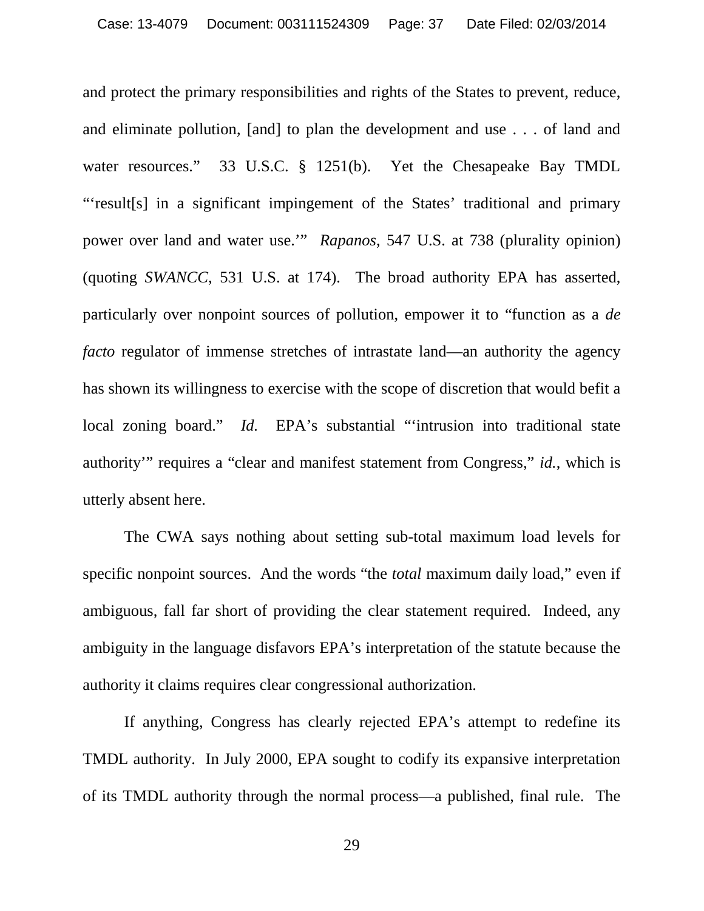and protect the primary responsibilities and rights of the States to prevent, reduce, and eliminate pollution, [and] to plan the development and use . . . of land and water resources." 33 U.S.C. § 1251(b). Yet the Chesapeake Bay TMDL "'result[s] in a significant impingement of the States' traditional and primary power over land and water use.'" *Rapanos*, 547 U.S. at 738 (plurality opinion) (quoting *SWANCC*, 531 U.S. at 174). The broad authority EPA has asserted, particularly over nonpoint sources of pollution, empower it to "function as a *de facto* regulator of immense stretches of intrastate land—an authority the agency has shown its willingness to exercise with the scope of discretion that would befit a local zoning board." *Id.* EPA's substantial "'intrusion into traditional state authority'" requires a "clear and manifest statement from Congress," *id.*, which is utterly absent here.

The CWA says nothing about setting sub-total maximum load levels for specific nonpoint sources. And the words "the *total* maximum daily load," even if ambiguous, fall far short of providing the clear statement required. Indeed, any ambiguity in the language disfavors EPA's interpretation of the statute because the authority it claims requires clear congressional authorization.

If anything, Congress has clearly rejected EPA's attempt to redefine its TMDL authority. In July 2000, EPA sought to codify its expansive interpretation of its TMDL authority through the normal process—a published, final rule. The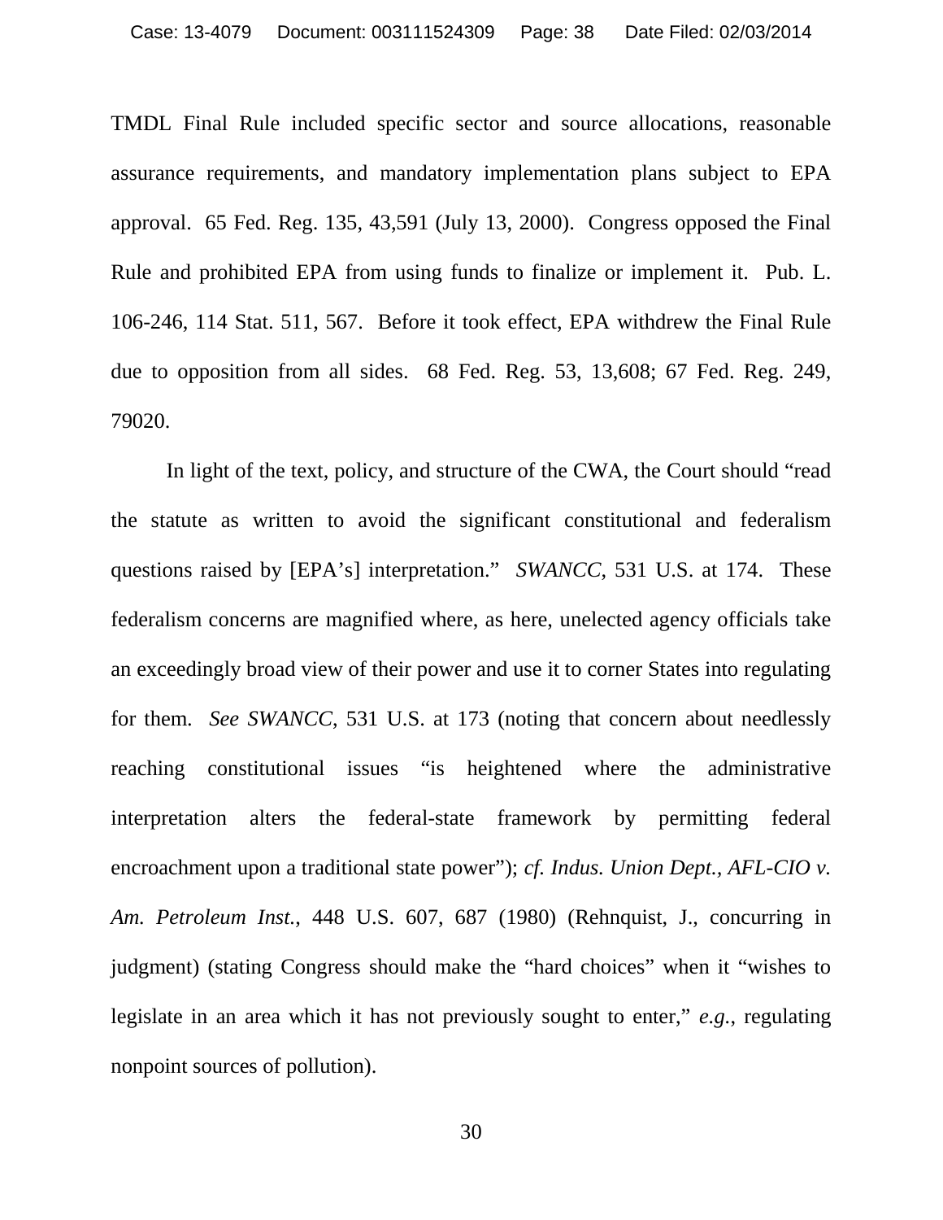TMDL Final Rule included specific sector and source allocations, reasonable assurance requirements, and mandatory implementation plans subject to EPA approval. 65 Fed. Reg. 135, 43,591 (July 13, 2000). Congress opposed the Final Rule and prohibited EPA from using funds to finalize or implement it. Pub. L. 106-246, 114 Stat. 511, 567. Before it took effect, EPA withdrew the Final Rule due to opposition from all sides. 68 Fed. Reg. 53, 13,608; 67 Fed. Reg. 249, 79020.

In light of the text, policy, and structure of the CWA, the Court should "read the statute as written to avoid the significant constitutional and federalism questions raised by [EPA's] interpretation." *SWANCC*, 531 U.S. at 174. These federalism concerns are magnified where, as here, unelected agency officials take an exceedingly broad view of their power and use it to corner States into regulating for them. *See SWANCC*, 531 U.S. at 173 (noting that concern about needlessly reaching constitutional issues "is heightened where the administrative interpretation alters the federal-state framework by permitting federal encroachment upon a traditional state power"); *cf. Indus. Union Dept., AFL-CIO v. Am. Petroleum Inst.*, 448 U.S. 607, 687 (1980) (Rehnquist, J., concurring in judgment) (stating Congress should make the "hard choices" when it "wishes to legislate in an area which it has not previously sought to enter," *e.g.*, regulating nonpoint sources of pollution).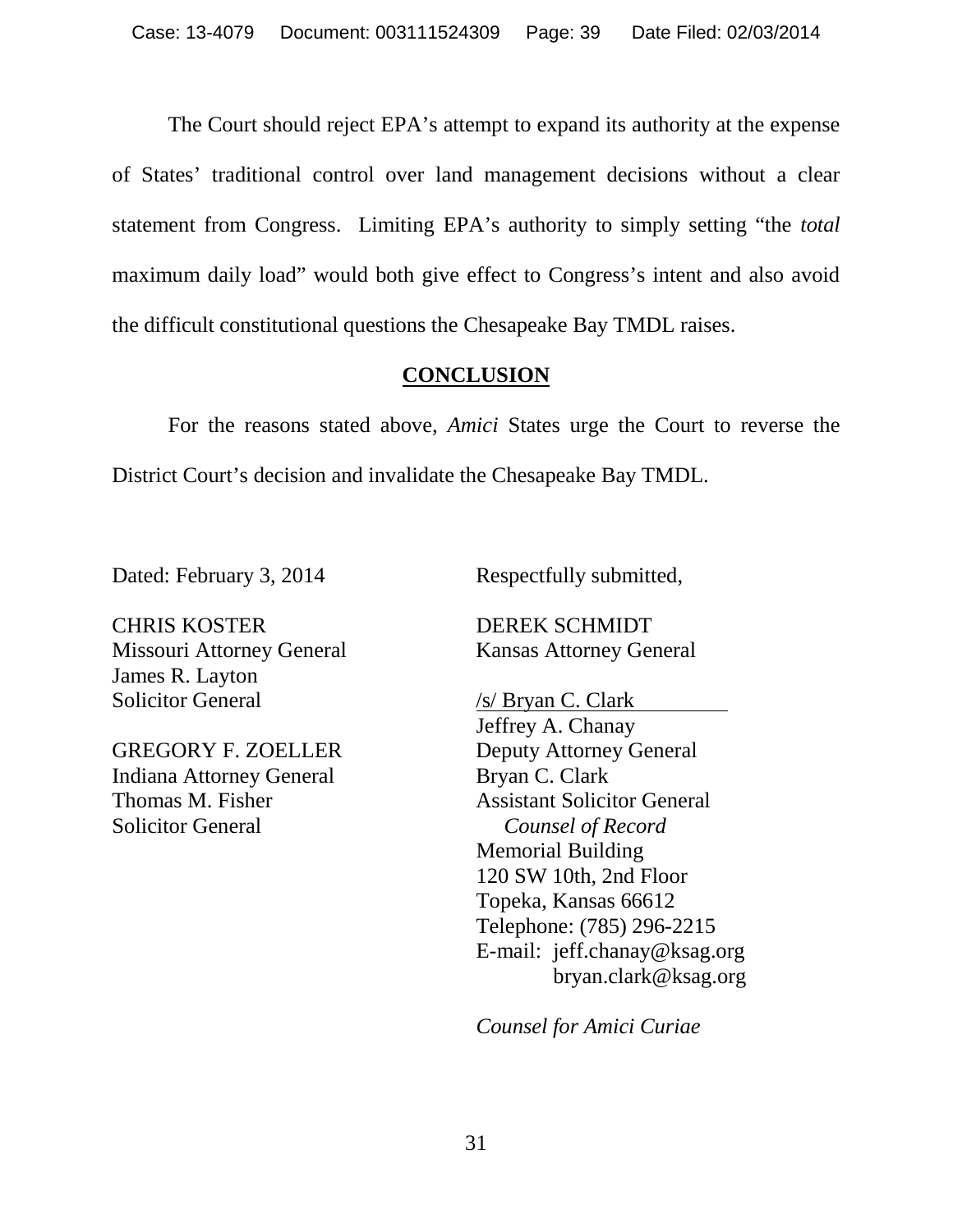The Court should reject EPA's attempt to expand its authority at the expense of States' traditional control over land management decisions without a clear statement from Congress. Limiting EPA's authority to simply setting "the *total* maximum daily load" would both give effect to Congress's intent and also avoid the difficult constitutional questions the Chesapeake Bay TMDL raises.

## CONCLUSION

For the reasons stated above, *Amici* States urge the Court to reverse the District Court's decision and invalidate the Chesapeake Bay TMDL.

Dated: February 3, 2014

Respectfully submitted,

CHRIS KOSTER
Missouri Attorney General
James R. Layton
Solicitor General

GREGORY F. ZOELLER
Indiana Attorney General
Thomas M. Fisher
Solicitor General

DEREK SCHMIDT
Kansas Attorney General

/s/ Bryan C. Clark
Jeffrey A. Chanay
Deputy Attorney General
Bryan C. Clark
Assistant Solicitor General
*Counsel of Record*
Memorial Building
120 SW 10th, 2nd Floor
Topeka, Kansas 66612
Telephone: (785) 296-2215
E-mail: jeff.chanay@ksag.org
bryan.clark@ksag.org

*Counsel for Amici Curiae*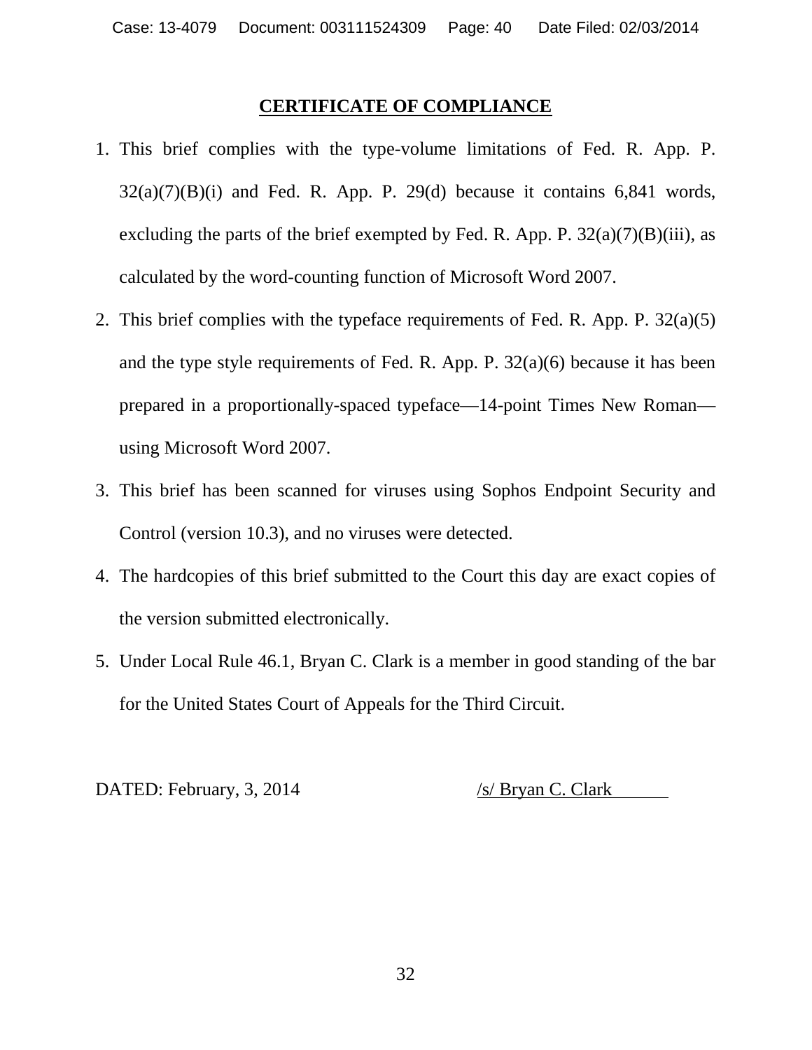## CERTIFICATE OF COMPLIANCE

1. This brief complies with the type-volume limitations of Fed. R. App. P. 32(a)(7)(B)(i) and Fed. R. App. P. 29(d) because it contains 6,841 words, excluding the parts of the brief exempted by Fed. R. App. P. 32(a)(7)(B)(iii), as calculated by the word-counting function of Microsoft Word 2007.
2. This brief complies with the typeface requirements of Fed. R. App. P. 32(a)(5) and the type style requirements of Fed. R. App. P. 32(a)(6) because it has been prepared in a proportionally-spaced typeface—14-point Times New Roman—using Microsoft Word 2007.
3. This brief has been scanned for viruses using Sophos Endpoint Security and Control (version 10.3), and no viruses were detected.
4. The hardcopies of this brief submitted to the Court this day are exact copies of the version submitted electronically.
5. Under Local Rule 46.1, Bryan C. Clark is a member in good standing of the bar for the United States Court of Appeals for the Third Circuit.

DATED: February, 3, 2014

/s/ Bryan C. Clark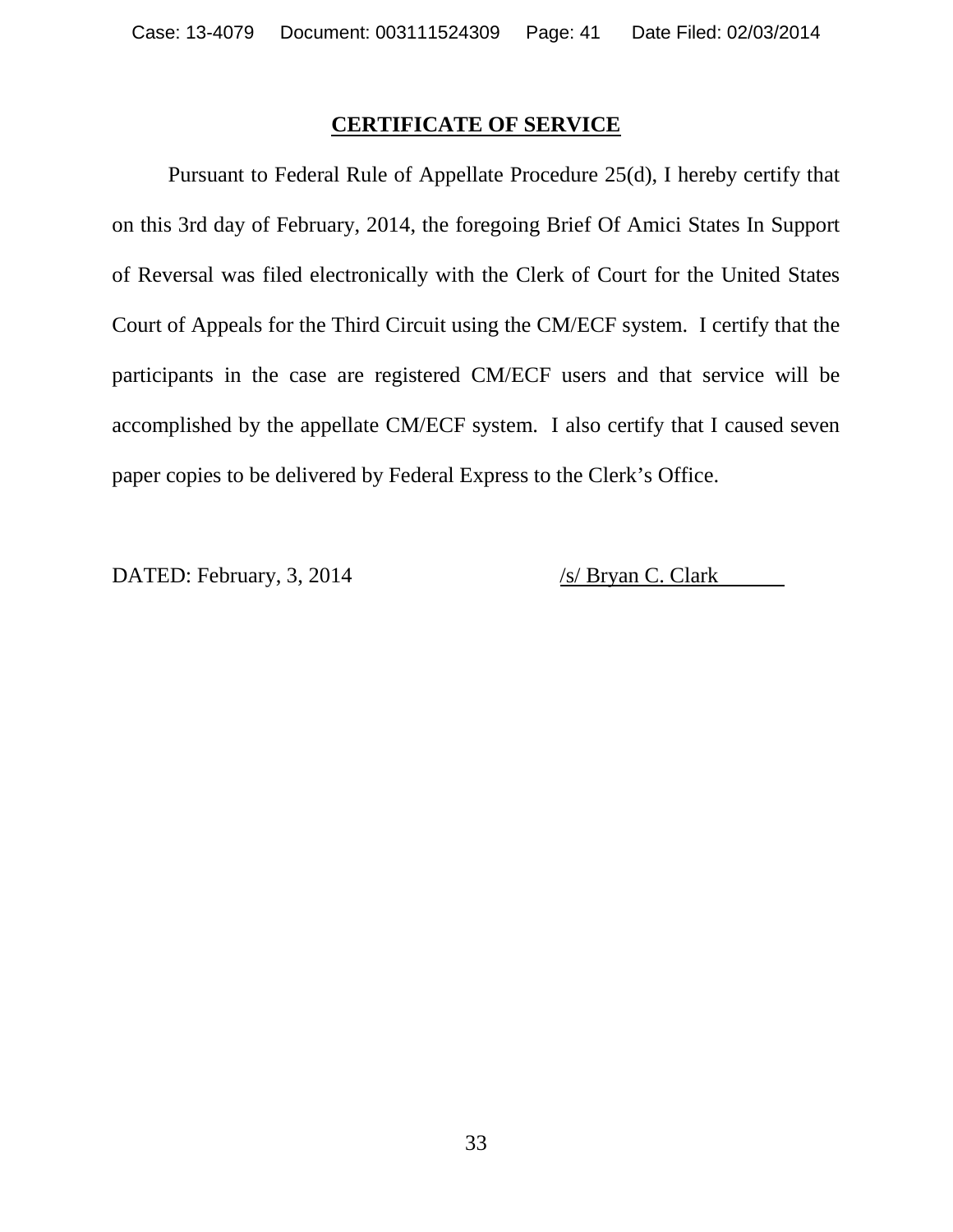# CERTIFICATE OF SERVICE

Pursuant to Federal Rule of Appellate Procedure 25(d), I hereby certify that on this 3rd day of February, 2014, the foregoing Brief Of Amici States In Support of Reversal was filed electronically with the Clerk of Court for the United States Court of Appeals for the Third Circuit using the CM/ECF system. I certify that the participants in the case are registered CM/ECF users and that service will be accomplished by the appellate CM/ECF system. I also certify that I caused seven paper copies to be delivered by Federal Express to the Clerk's Office.

DATED: February, 3, 2014

/s/ Bryan C. Clark